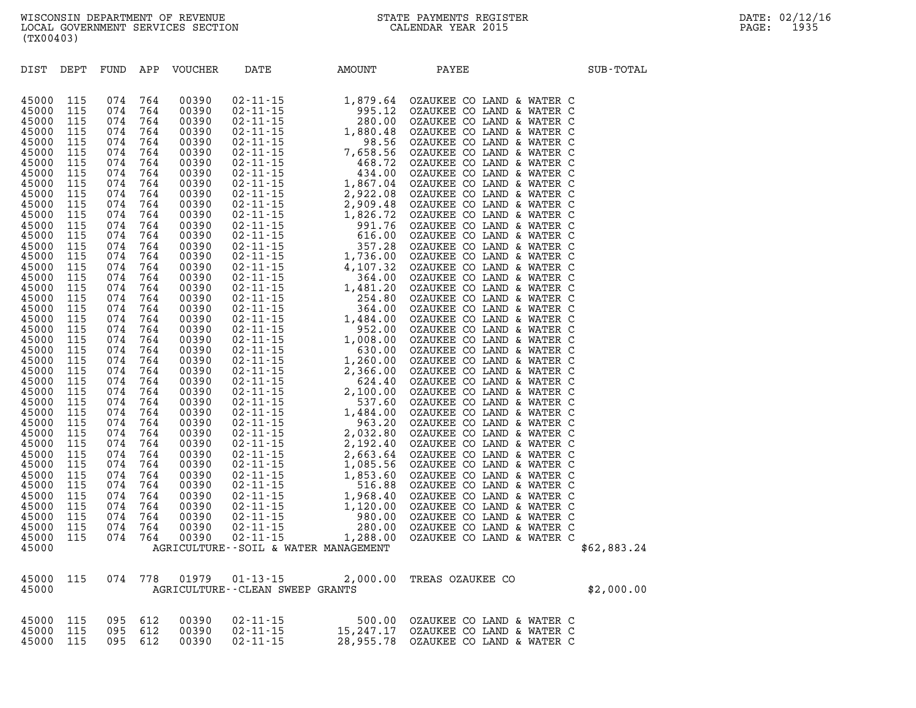WISCONSIN DEPARTMENT OF REVENUE
LOCAL GOVERNMENT SERVICES SECTION
(TX00403)

STATE PAYMENTS REGISTER
CALENDAR YEAR 2015

DATE: 02/12/16
PAGE: 1935

| DIST | DEPT | FUND | APP | VOUCHER | DATE | AMOUNT | PAYEE | SUB-TOTAL |
|---|---|---|---|---|---|---|---|---|
| 45000 | 115 | 074 | 764 | 00390 | 02-11-15 | 1,879.64 | OZAUKEE CO LAND & WATER C | |
| 45000 | 115 | 074 | 764 | 00390 | 02-11-15 | 995.12 | OZAUKEE CO LAND & WATER C | |
| 45000 | 115 | 074 | 764 | 00390 | 02-11-15 | 280.00 | OZAUKEE CO LAND & WATER C | |
| 45000 | 115 | 074 | 764 | 00390 | 02-11-15 | 1,880.48 | OZAUKEE CO LAND & WATER C | |
| 45000 | 115 | 074 | 764 | 00390 | 02-11-15 | 98.56 | OZAUKEE CO LAND & WATER C | |
| 45000 | 115 | 074 | 764 | 00390 | 02-11-15 | 7,658.56 | OZAUKEE CO LAND & WATER C | |
| 45000 | 115 | 074 | 764 | 00390 | 02-11-15 | 468.72 | OZAUKEE CO LAND & WATER C | |
| 45000 | 115 | 074 | 764 | 00390 | 02-11-15 | 434.00 | OZAUKEE CO LAND & WATER C | |
| 45000 | 115 | 074 | 764 | 00390 | 02-11-15 | 1,867.04 | OZAUKEE CO LAND & WATER C | |
| 45000 | 115 | 074 | 764 | 00390 | 02-11-15 | 2,922.08 | OZAUKEE CO LAND & WATER C | |
| 45000 | 115 | 074 | 764 | 00390 | 02-11-15 | 2,909.48 | OZAUKEE CO LAND & WATER C | |
| 45000 | 115 | 074 | 764 | 00390 | 02-11-15 | 1,826.72 | OZAUKEE CO LAND & WATER C | |
| 45000 | 115 | 074 | 764 | 00390 | 02-11-15 | 991.76 | OZAUKEE CO LAND & WATER C | |
| 45000 | 115 | 074 | 764 | 00390 | 02-11-15 | 616.00 | OZAUKEE CO LAND & WATER C | |
| 45000 | 115 | 074 | 764 | 00390 | 02-11-15 | 357.28 | OZAUKEE CO LAND & WATER C | |
| 45000 | 115 | 074 | 764 | 00390 | 02-11-15 | 1,736.00 | OZAUKEE CO LAND & WATER C | |
| 45000 | 115 | 074 | 764 | 00390 | 02-11-15 | 4,107.32 | OZAUKEE CO LAND & WATER C | |
| 45000 | 115 | 074 | 764 | 00390 | 02-11-15 | 364.00 | OZAUKEE CO LAND & WATER C | |
| 45000 | 115 | 074 | 764 | 00390 | 02-11-15 | 1,481.20 | OZAUKEE CO LAND & WATER C | |
| 45000 | 115 | 074 | 764 | 00390 | 02-11-15 | 254.80 | OZAUKEE CO LAND & WATER C | |
| 45000 | 115 | 074 | 764 | 00390 | 02-11-15 | 364.00 | OZAUKEE CO LAND & WATER C | |
| 45000 | 115 | 074 | 764 | 00390 | 02-11-15 | 1,484.00 | OZAUKEE CO LAND & WATER C | |
| 45000 | 115 | 074 | 764 | 00390 | 02-11-15 | 952.00 | OZAUKEE CO LAND & WATER C | |
| 45000 | 115 | 074 | 764 | 00390 | 02-11-15 | 1,008.00 | OZAUKEE CO LAND & WATER C | |
| 45000 | 115 | 074 | 764 | 00390 | 02-11-15 | 630.00 | OZAUKEE CO LAND & WATER C | |
| 45000 | 115 | 074 | 764 | 00390 | 02-11-15 | 1,260.00 | OZAUKEE CO LAND & WATER C | |
| 45000 | 115 | 074 | 764 | 00390 | 02-11-15 | 2,366.00 | OZAUKEE CO LAND & WATER C | |
| 45000 | 115 | 074 | 764 | 00390 | 02-11-15 | 624.40 | OZAUKEE CO LAND & WATER C | |
| 45000 | 115 | 074 | 764 | 00390 | 02-11-15 | 2,100.00 | OZAUKEE CO LAND & WATER C | |
| 45000 | 115 | 074 | 764 | 00390 | 02-11-15 | 537.60 | OZAUKEE CO LAND & WATER C | |
| 45000 | 115 | 074 | 764 | 00390 | 02-11-15 | 1,484.00 | OZAUKEE CO LAND & WATER C | |
| 45000 | 115 | 074 | 764 | 00390 | 02-11-15 | 963.20 | OZAUKEE CO LAND & WATER C | |
| 45000 | 115 | 074 | 764 | 00390 | 02-11-15 | 2,032.80 | OZAUKEE CO LAND & WATER C | |
| 45000 | 115 | 074 | 764 | 00390 | 02-11-15 | 2,192.40 | OZAUKEE CO LAND & WATER C | |
| 45000 | 115 | 074 | 764 | 00390 | 02-11-15 | 2,663.64 | OZAUKEE CO LAND & WATER C | |
| 45000 | 115 | 074 | 764 | 00390 | 02-11-15 | 1,085.56 | OZAUKEE CO LAND & WATER C | |
| 45000 | 115 | 074 | 764 | 00390 | 02-11-15 | 1,853.60 | OZAUKEE CO LAND & WATER C | |
| 45000 | 115 | 074 | 764 | 00390 | 02-11-15 | 516.88 | OZAUKEE CO LAND & WATER C | |
| 45000 | 115 | 074 | 764 | 00390 | 02-11-15 | 1,968.40 | OZAUKEE CO LAND & WATER C | |
| 45000 | 115 | 074 | 764 | 00390 | 02-11-15 | 1,120.00 | OZAUKEE CO LAND & WATER C | |
| 45000 | 115 | 074 | 764 | 00390 | 02-11-15 | 980.00 | OZAUKEE CO LAND & WATER C | |
| 45000 | 115 | 074 | 764 | 00390 | 02-11-15 | 280.00 | OZAUKEE CO LAND & WATER C | |
| 45000 | 115 | 074 | 764 | 00390 | 02-11-15 | 1,288.00 | OZAUKEE CO LAND & WATER C | |
| 45000 | | | | AGRICULTURE--SOIL & WATER MANAGEMENT | | | | $62,883.24 |
| 45000 | 115 | 074 | 778 | 01979 | 01-13-15 | 2,000.00 | TREAS OZAUKEE CO | |
| 45000 | | | | AGRICULTURE--CLEAN SWEEP GRANTS | | | | $2,000.00 |
| 45000 | 115 | 095 | 612 | 00390 | 02-11-15 | 500.00 | OZAUKEE CO LAND & WATER C | |
| 45000 | 115 | 095 | 612 | 00390 | 02-11-15 | 15,247.17 | OZAUKEE CO LAND & WATER C | |
| 45000 | 115 | 095 | 612 | 00390 | 02-11-15 | 28,955.78 | OZAUKEE CO LAND & WATER C | |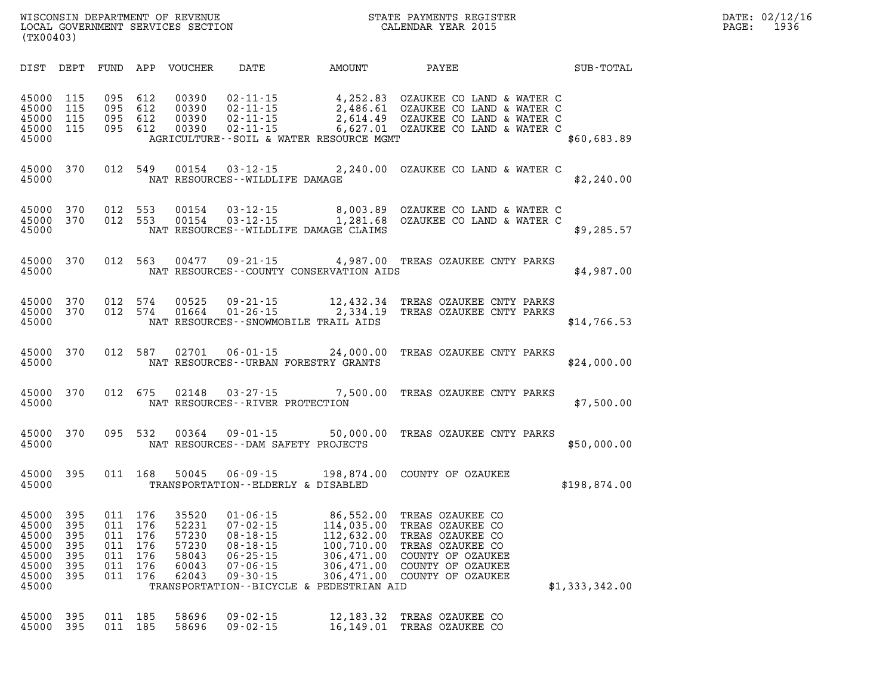WISCONSIN DEPARTMENT OF REVENUE
LOCAL GOVERNMENT SERVICES SECTION
(TX00403)

STATE PAYMENTS REGISTER
CALENDAR YEAR 2015

DATE: 02/12/16
PAGE: 1936

| DIST | DEPT | FUND | APP | VOUCHER | DATE | AMOUNT | PAYEE | SUB-TOTAL |
|---|---|---|---|---|---|---|---|---|
| 45000 | 115 | 095 | 612 | 00390 | 02-11-15 | 4,252.83 | OZAUKEE CO LAND & WATER C | |
| 45000 | 115 | 095 | 612 | 00390 | 02-11-15 | 2,486.61 | OZAUKEE CO LAND & WATER C | |
| 45000 | 115 | 095 | 612 | 00390 | 02-11-15 | 2,614.49 | OZAUKEE CO LAND & WATER C | |
| 45000 | 115 | 095 | 612 | 00390 | 02-11-15 | 6,627.01 | OZAUKEE CO LAND & WATER C | |
| 45000 | | | | | AGRICULTURE--SOIL & WATER RESOURCE MGMT | | | $60,683.89 |
| 45000 | 370 | 012 | 549 | 00154 | 03-12-15 | 2,240.00 | OZAUKEE CO LAND & WATER C | |
| 45000 | | | | | NAT RESOURCES--WILDLIFE DAMAGE | | | $2,240.00 |
| 45000 | 370 | 012 | 553 | 00154 | 03-12-15 | 8,003.89 | OZAUKEE CO LAND & WATER C | |
| 45000 | 370 | 012 | 553 | 00154 | 03-12-15 | 1,281.68 | OZAUKEE CO LAND & WATER C | |
| 45000 | | | | | NAT RESOURCES--WILDLIFE DAMAGE CLAIMS | | | $9,285.57 |
| 45000 | 370 | 012 | 563 | 00477 | 09-21-15 | 4,987.00 | TREAS OZAUKEE CNTY PARKS | |
| 45000 | | | | | NAT RESOURCES--COUNTY CONSERVATION AIDS | | | $4,987.00 |
| 45000 | 370 | 012 | 574 | 00525 | 09-21-15 | 12,432.34 | TREAS OZAUKEE CNTY PARKS | |
| 45000 | 370 | 012 | 574 | 01664 | 01-26-15 | 2,334.19 | TREAS OZAUKEE CNTY PARKS | |
| 45000 | | | | | NAT RESOURCES--SNOWMOBILE TRAIL AIDS | | | $14,766.53 |
| 45000 | 370 | 012 | 587 | 02701 | 06-01-15 | 24,000.00 | TREAS OZAUKEE CNTY PARKS | |
| 45000 | | | | | NAT RESOURCES--URBAN FORESTRY GRANTS | | | $24,000.00 |
| 45000 | 370 | 012 | 675 | 02148 | 03-27-15 | 7,500.00 | TREAS OZAUKEE CNTY PARKS | |
| 45000 | | | | | NAT RESOURCES--RIVER PROTECTION | | | $7,500.00 |
| 45000 | 370 | 095 | 532 | 00364 | 09-01-15 | 50,000.00 | TREAS OZAUKEE CNTY PARKS | |
| 45000 | | | | | NAT RESOURCES--DAM SAFETY PROJECTS | | | $50,000.00 |
| 45000 | 395 | 011 | 168 | 50045 | 06-09-15 | 198,874.00 | COUNTY OF OZAUKEE | |
| 45000 | | | | | TRANSPORTATION--ELDERLY & DISABLED | | | $198,874.00 |
| 45000 | 395 | 011 | 176 | 35520 | 01-06-15 | 86,552.00 | TREAS OZAUKEE CO | |
| 45000 | 395 | 011 | 176 | 52231 | 07-02-15 | 114,035.00 | TREAS OZAUKEE CO | |
| 45000 | 395 | 011 | 176 | 57230 | 08-18-15 | 112,632.00 | TREAS OZAUKEE CO | |
| 45000 | 395 | 011 | 176 | 57230 | 08-18-15 | 100,710.00 | TREAS OZAUKEE CO | |
| 45000 | 395 | 011 | 176 | 58043 | 06-25-15 | 306,471.00 | COUNTY OF OZAUKEE | |
| 45000 | 395 | 011 | 176 | 60043 | 07-06-15 | 306,471.00 | COUNTY OF OZAUKEE | |
| 45000 | 395 | 011 | 176 | 62043 | 09-30-15 | 306,471.00 | COUNTY OF OZAUKEE | |
| 45000 | | | | | TRANSPORTATION--BICYCLE & PEDESTRIAN AID | | | $1,333,342.00 |
| 45000 | 395 | 011 | 185 | 58696 | 09-02-15 | 12,183.32 | TREAS OZAUKEE CO | |
| 45000 | 395 | 011 | 185 | 58696 | 09-02-15 | 16,149.01 | TREAS OZAUKEE CO | |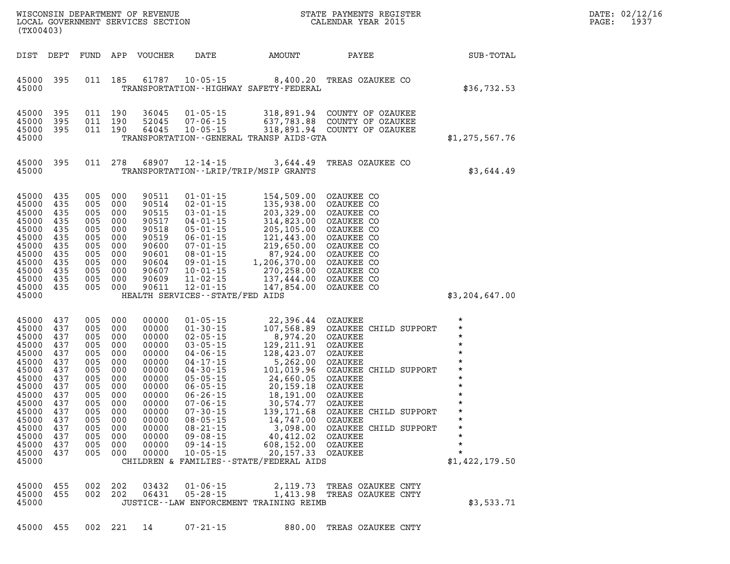WISCONSIN DEPARTMENT OF REVENUE
LOCAL GOVERNMENT SERVICES SECTION
(TX00403)

STATE PAYMENTS REGISTER
CALENDAR YEAR 2015

DATE: 02/12/16
PAGE: 1937

| DIST | DEPT | FUND | APP | VOUCHER | DATE | AMOUNT | PAYEE | SUB-TOTAL |
|---|---|---|---|---|---|---|---|---|
| 45000 | 395 | 011 | 185 | 61787 | 10-05-15 | 8,400.20 | TREAS OZAUKEE CO | |
| 45000 | | | | | TRANSPORTATION--HIGHWAY SAFETY-FEDERAL | | | $36,732.53 |
| 45000 | 395 | 011 | 190 | 36045 | 01-05-15 | 318,891.94 | COUNTY OF OZAUKEE | |
| 45000 | 395 | 011 | 190 | 52045 | 07-06-15 | 637,783.88 | COUNTY OF OZAUKEE | |
| 45000 | 395 | 011 | 190 | 64045 | 10-05-15 | 318,891.94 | COUNTY OF OZAUKEE | |
| 45000 | | | | | TRANSPORTATION--GENERAL TRANSP AIDS-GTA | | | $1,275,567.76 |
| 45000 | 395 | 011 | 278 | 68907 | 12-14-15 | 3,644.49 | TREAS OZAUKEE CO | |
| 45000 | | | | | TRANSPORTATION--LRIP/TRIP/MSIP GRANTS | | | $3,644.49 |
| 45000 | 435 | 005 | 000 | 90511 | 01-01-15 | 154,509.00 | OZAUKEE CO | |
| 45000 | 435 | 005 | 000 | 90514 | 02-01-15 | 135,938.00 | OZAUKEE CO | |
| 45000 | 435 | 005 | 000 | 90515 | 03-01-15 | 203,329.00 | OZAUKEE CO | |
| 45000 | 435 | 005 | 000 | 90517 | 04-01-15 | 314,823.00 | OZAUKEE CO | |
| 45000 | 435 | 005 | 000 | 90518 | 05-01-15 | 205,105.00 | OZAUKEE CO | |
| 45000 | 435 | 005 | 000 | 90519 | 06-01-15 | 121,443.00 | OZAUKEE CO | |
| 45000 | 435 | 005 | 000 | 90600 | 07-01-15 | 219,650.00 | OZAUKEE CO | |
| 45000 | 435 | 005 | 000 | 90601 | 08-01-15 | 87,924.00 | OZAUKEE CO | |
| 45000 | 435 | 005 | 000 | 90604 | 09-01-15 | 1,206,370.00 | OZAUKEE CO | |
| 45000 | 435 | 005 | 000 | 90607 | 10-01-15 | 270,258.00 | OZAUKEE CO | |
| 45000 | 435 | 005 | 000 | 90609 | 11-02-15 | 137,444.00 | OZAUKEE CO | |
| 45000 | 435 | 005 | 000 | 90611 | 12-01-15 | 147,854.00 | OZAUKEE CO | |
| 45000 | | | | | HEALTH SERVICES--STATE/FED AIDS | | | $3,204,647.00 |
| 45000 | 437 | 005 | 000 | 00000 | 01-05-15 | 22,396.44 | OZAUKEE | * |
| 45000 | 437 | 005 | 000 | 00000 | 01-30-15 | 107,568.89 | OZAUKEE CHILD SUPPORT | * |
| 45000 | 437 | 005 | 000 | 00000 | 02-05-15 | 8,974.20 | OZAUKEE | * |
| 45000 | 437 | 005 | 000 | 00000 | 03-05-15 | 129,211.91 | OZAUKEE | * |
| 45000 | 437 | 005 | 000 | 00000 | 04-06-15 | 128,423.07 | OZAUKEE | * |
| 45000 | 437 | 005 | 000 | 00000 | 04-17-15 | 5,262.00 | OZAUKEE | * |
| 45000 | 437 | 005 | 000 | 00000 | 04-30-15 | 101,019.96 | OZAUKEE CHILD SUPPORT | * |
| 45000 | 437 | 005 | 000 | 00000 | 05-05-15 | 24,660.05 | OZAUKEE | * |
| 45000 | 437 | 005 | 000 | 00000 | 06-05-15 | 20,159.18 | OZAUKEE | * |
| 45000 | 437 | 005 | 000 | 00000 | 06-26-15 | 18,191.00 | OZAUKEE | * |
| 45000 | 437 | 005 | 000 | 00000 | 07-06-15 | 30,574.77 | OZAUKEE | * |
| 45000 | 437 | 005 | 000 | 00000 | 07-30-15 | 139,171.68 | OZAUKEE CHILD SUPPORT | * |
| 45000 | 437 | 005 | 000 | 00000 | 08-05-15 | 14,747.00 | OZAUKEE | * |
| 45000 | 437 | 005 | 000 | 00000 | 08-21-15 | 3,098.00 | OZAUKEE CHILD SUPPORT | * |
| 45000 | 437 | 005 | 000 | 00000 | 09-08-15 | 40,412.02 | OZAUKEE | * |
| 45000 | 437 | 005 | 000 | 00000 | 09-14-15 | 608,152.00 | OZAUKEE | * |
| 45000 | 437 | 005 | 000 | 00000 | 10-05-15 | 20,157.33 | OZAUKEE | * |
| 45000 | | | | | CHILDREN & FAMILIES--STATE/FEDERAL AIDS | | | $1,422,179.50 |
| 45000 | 455 | 002 | 202 | 03432 | 01-06-15 | 2,119.73 | TREAS OZAUKEE CNTY | |
| 45000 | 455 | 002 | 202 | 06431 | 05-28-15 | 1,413.98 | TREAS OZAUKEE CNTY | |
| 45000 | | | | | JUSTICE--LAW ENFORCEMENT TRAINING REIMB | | | $3,533.71 |
| 45000 | 455 | 002 | 221 | 14 | 07-21-15 | 880.00 | TREAS OZAUKEE CNTY | |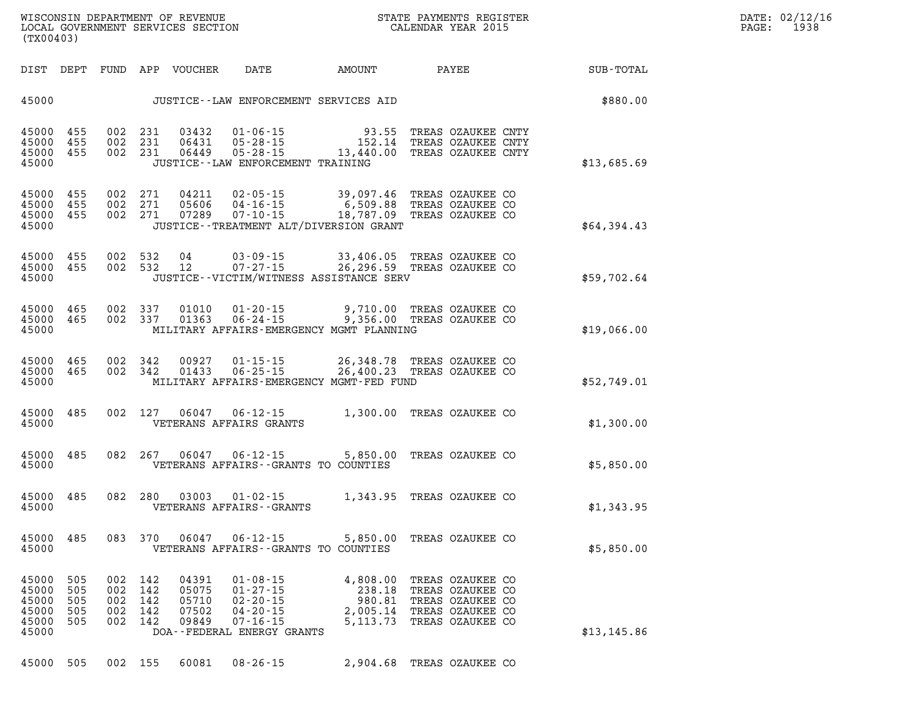| DIST | DEPT | FUND | APP | VOUCHER | DATE | AMOUNT | PAYEE | SUB-TOTAL |
|---|---|---|---|---|---|---|---|---|
| 45000 | | | | | JUSTICE--LAW ENFORCEMENT SERVICES AID | | | $880.00 |
| 45000 | 455 | 002 | 231 | 03432 | 01-06-15 | 93.55 | TREAS OZAUKEE CNTY | |
| 45000 | 455 | 002 | 231 | 06431 | 05-28-15 | 152.14 | TREAS OZAUKEE CNTY | |
| 45000 | 455 | 002 | 231 | 06449 | 05-28-15 | 13,440.00 | TREAS OZAUKEE CNTY | |
| 45000 | | | | | JUSTICE--LAW ENFORCEMENT TRAINING | | | $13,685.69 |
| 45000 | 455 | 002 | 271 | 04211 | 02-05-15 | 39,097.46 | TREAS OZAUKEE CO | |
| 45000 | 455 | 002 | 271 | 05606 | 04-16-15 | 6,509.88 | TREAS OZAUKEE CO | |
| 45000 | 455 | 002 | 271 | 07289 | 07-10-15 | 18,787.09 | TREAS OZAUKEE CO | |
| 45000 | | | | | JUSTICE--TREATMENT ALT/DIVERSION GRANT | | | $64,394.43 |
| 45000 | 455 | 002 | 532 | 04 | 03-09-15 | 33,406.05 | TREAS OZAUKEE CO | |
| 45000 | 455 | 002 | 532 | 12 | 07-27-15 | 26,296.59 | TREAS OZAUKEE CO | |
| 45000 | | | | | JUSTICE--VICTIM/WITNESS ASSISTANCE SERV | | | $59,702.64 |
| 45000 | 465 | 002 | 337 | 01010 | 01-20-15 | 9,710.00 | TREAS OZAUKEE CO | |
| 45000 | 465 | 002 | 337 | 01363 | 06-24-15 | 9,356.00 | TREAS OZAUKEE CO | |
| 45000 | | | | | MILITARY AFFAIRS-EMERGENCY MGMT PLANNING | | | $19,066.00 |
| 45000 | 465 | 002 | 342 | 00927 | 01-15-15 | 26,348.78 | TREAS OZAUKEE CO | |
| 45000 | 465 | 002 | 342 | 01433 | 06-25-15 | 26,400.23 | TREAS OZAUKEE CO | |
| 45000 | | | | | MILITARY AFFAIRS-EMERGENCY MGMT-FED FUND | | | $52,749.01 |
| 45000 | 485 | 002 | 127 | 06047 | 06-12-15 | 1,300.00 | TREAS OZAUKEE CO | |
| 45000 | | | | | VETERANS AFFAIRS GRANTS | | | $1,300.00 |
| 45000 | 485 | 082 | 267 | 06047 | 06-12-15 | 5,850.00 | TREAS OZAUKEE CO | |
| 45000 | | | | | VETERANS AFFAIRS--GRANTS TO COUNTIES | | | $5,850.00 |
| 45000 | 485 | 082 | 280 | 03003 | 01-02-15 | 1,343.95 | TREAS OZAUKEE CO | |
| 45000 | | | | | VETERANS AFFAIRS--GRANTS | | | $1,343.95 |
| 45000 | 485 | 083 | 370 | 06047 | 06-12-15 | 5,850.00 | TREAS OZAUKEE CO | |
| 45000 | | | | | VETERANS AFFAIRS--GRANTS TO COUNTIES | | | $5,850.00 |
| 45000 | 505 | 002 | 142 | 04391 | 01-08-15 | 4,808.00 | TREAS OZAUKEE CO | |
| 45000 | 505 | 002 | 142 | 05075 | 01-27-15 | 238.18 | TREAS OZAUKEE CO | |
| 45000 | 505 | 002 | 142 | 05710 | 02-20-15 | 980.81 | TREAS OZAUKEE CO | |
| 45000 | 505 | 002 | 142 | 07502 | 04-20-15 | 2,005.14 | TREAS OZAUKEE CO | |
| 45000 | 505 | 002 | 142 | 09849 | 07-16-15 | 5,113.73 | TREAS OZAUKEE CO | |
| 45000 | | | | | DOA--FEDERAL ENERGY GRANTS | | | $13,145.86 |
| 45000 | 505 | 002 | 155 | 60081 | 08-26-15 | 2,904.68 | TREAS OZAUKEE CO | |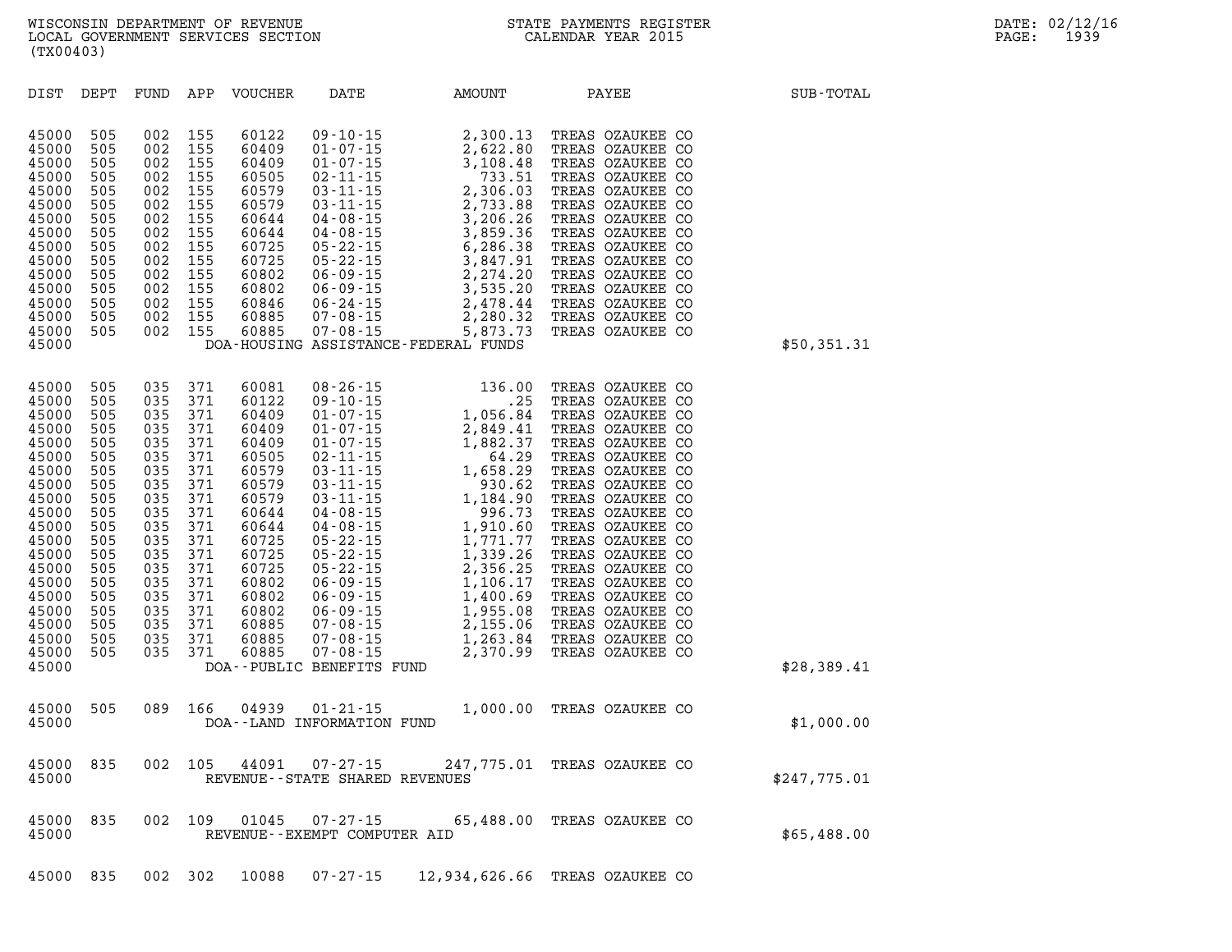| DIST | DEPT | FUND | APP | VOUCHER | DATE | AMOUNT | PAYEE | SUB-TOTAL |
|---|---|---|---|---|---|---|---|---|
| 45000 | 505 | 002 | 155 | 60122 | 09-10-15 | 2,300.13 | TREAS OZAUKEE CO | |
| 45000 | 505 | 002 | 155 | 60409 | 01-07-15 | 2,622.80 | TREAS OZAUKEE CO | |
| 45000 | 505 | 002 | 155 | 60409 | 01-07-15 | 3,108.48 | TREAS OZAUKEE CO | |
| 45000 | 505 | 002 | 155 | 60505 | 02-11-15 | 733.51 | TREAS OZAUKEE CO | |
| 45000 | 505 | 002 | 155 | 60579 | 03-11-15 | 2,306.03 | TREAS OZAUKEE CO | |
| 45000 | 505 | 002 | 155 | 60579 | 03-11-15 | 2,733.88 | TREAS OZAUKEE CO | |
| 45000 | 505 | 002 | 155 | 60644 | 04-08-15 | 3,206.26 | TREAS OZAUKEE CO | |
| 45000 | 505 | 002 | 155 | 60644 | 04-08-15 | 3,859.36 | TREAS OZAUKEE CO | |
| 45000 | 505 | 002 | 155 | 60725 | 05-22-15 | 6,286.38 | TREAS OZAUKEE CO | |
| 45000 | 505 | 002 | 155 | 60725 | 05-22-15 | 3,847.91 | TREAS OZAUKEE CO | |
| 45000 | 505 | 002 | 155 | 60802 | 06-09-15 | 2,274.20 | TREAS OZAUKEE CO | |
| 45000 | 505 | 002 | 155 | 60802 | 06-09-15 | 3,535.20 | TREAS OZAUKEE CO | |
| 45000 | 505 | 002 | 155 | 60846 | 06-24-15 | 2,478.44 | TREAS OZAUKEE CO | |
| 45000 | 505 | 002 | 155 | 60885 | 07-08-15 | 2,280.32 | TREAS OZAUKEE CO | |
| 45000 | 505 | 002 | 155 | 60885 | 07-08-15 | 5,873.73 | TREAS OZAUKEE CO | |
| 45000 | | | | DOA-HOUSING ASSISTANCE-FEDERAL FUNDS | | | | $50,351.31 |
| 45000 | 505 | 035 | 371 | 60081 | 08-26-15 | 136.00 | TREAS OZAUKEE CO | |
| 45000 | 505 | 035 | 371 | 60122 | 09-10-15 | .25 | TREAS OZAUKEE CO | |
| 45000 | 505 | 035 | 371 | 60409 | 01-07-15 | 1,056.84 | TREAS OZAUKEE CO | |
| 45000 | 505 | 035 | 371 | 60409 | 01-07-15 | 2,849.41 | TREAS OZAUKEE CO | |
| 45000 | 505 | 035 | 371 | 60409 | 01-07-15 | 1,882.37 | TREAS OZAUKEE CO | |
| 45000 | 505 | 035 | 371 | 60505 | 02-11-15 | 64.29 | TREAS OZAUKEE CO | |
| 45000 | 505 | 035 | 371 | 60579 | 03-11-15 | 1,658.29 | TREAS OZAUKEE CO | |
| 45000 | 505 | 035 | 371 | 60579 | 03-11-15 | 930.62 | TREAS OZAUKEE CO | |
| 45000 | 505 | 035 | 371 | 60579 | 03-11-15 | 1,184.90 | TREAS OZAUKEE CO | |
| 45000 | 505 | 035 | 371 | 60644 | 04-08-15 | 996.73 | TREAS OZAUKEE CO | |
| 45000 | 505 | 035 | 371 | 60644 | 04-08-15 | 1,910.60 | TREAS OZAUKEE CO | |
| 45000 | 505 | 035 | 371 | 60725 | 05-22-15 | 1,771.77 | TREAS OZAUKEE CO | |
| 45000 | 505 | 035 | 371 | 60725 | 05-22-15 | 1,339.26 | TREAS OZAUKEE CO | |
| 45000 | 505 | 035 | 371 | 60725 | 05-22-15 | 2,356.25 | TREAS OZAUKEE CO | |
| 45000 | 505 | 035 | 371 | 60802 | 06-09-15 | 1,106.17 | TREAS OZAUKEE CO | |
| 45000 | 505 | 035 | 371 | 60802 | 06-09-15 | 1,400.69 | TREAS OZAUKEE CO | |
| 45000 | 505 | 035 | 371 | 60802 | 06-09-15 | 1,955.08 | TREAS OZAUKEE CO | |
| 45000 | 505 | 035 | 371 | 60885 | 07-08-15 | 2,155.06 | TREAS OZAUKEE CO | |
| 45000 | 505 | 035 | 371 | 60885 | 07-08-15 | 1,263.84 | TREAS OZAUKEE CO | |
| 45000 | 505 | 035 | 371 | 60885 | 07-08-15 | 2,370.99 | TREAS OZAUKEE CO | |
| 45000 | | | | DOA--PUBLIC BENEFITS FUND | | | | $28,389.41 |
| 45000 | 505 | 089 | 166 | 04939 | 01-21-15 | 1,000.00 | TREAS OZAUKEE CO | |
| 45000 | | | | DOA--LAND INFORMATION FUND | | | | $1,000.00 |
| 45000 | 835 | 002 | 105 | 44091 | 07-27-15 | 247,775.01 | TREAS OZAUKEE CO | |
| 45000 | | | | REVENUE--STATE SHARED REVENUES | | | | $247,775.01 |
| 45000 | 835 | 002 | 109 | 01045 | 07-27-15 | 65,488.00 | TREAS OZAUKEE CO | |
| 45000 | | | | REVENUE--EXEMPT COMPUTER AID | | | | $65,488.00 |
| 45000 | 835 | 002 | 302 | 10088 | 07-27-15 | 12,934,626.66 | TREAS OZAUKEE CO | |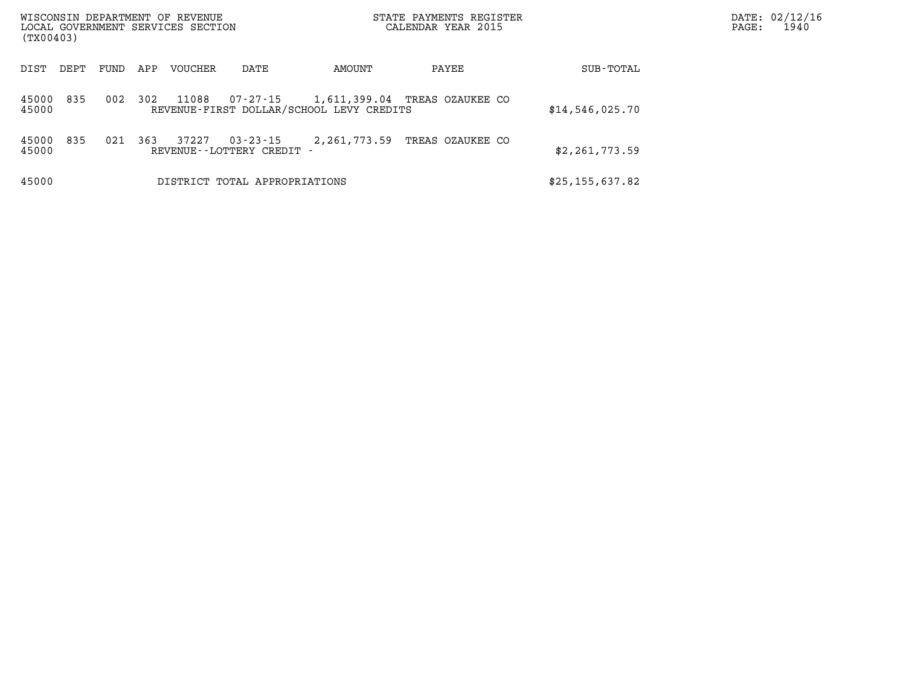WISCONSIN DEPARTMENT OF REVENUE
LOCAL GOVERNMENT SERVICES SECTION
(TX00403)

STATE PAYMENTS REGISTER
CALENDAR YEAR 2015

DATE: 02/12/16
PAGE: 1940

| DIST | DEPT | FUND | APP | VOUCHER | DATE | AMOUNT | PAYEE | SUB-TOTAL |
|---|---|---|---|---|---|---|---|---|
| 45000 | 835 | 002 | 302 | 11088 | 07-27-15 | 1,611,399.04 | TREAS OZAUKEE CO | |
| 45000 | | | | REVENUE-FIRST DOLLAR/SCHOOL LEVY CREDITS | | | | $14,546,025.70 |
| 45000 | 835 | 021 | 363 | 37227 | 03-23-15 | 2,261,773.59 | TREAS OZAUKEE CO | |
| 45000 | | | | REVENUE--LOTTERY CREDIT - | | | | $2,261,773.59 |
| 45000 | | | | DISTRICT TOTAL APPROPRIATIONS | | | | $25,155,637.82 |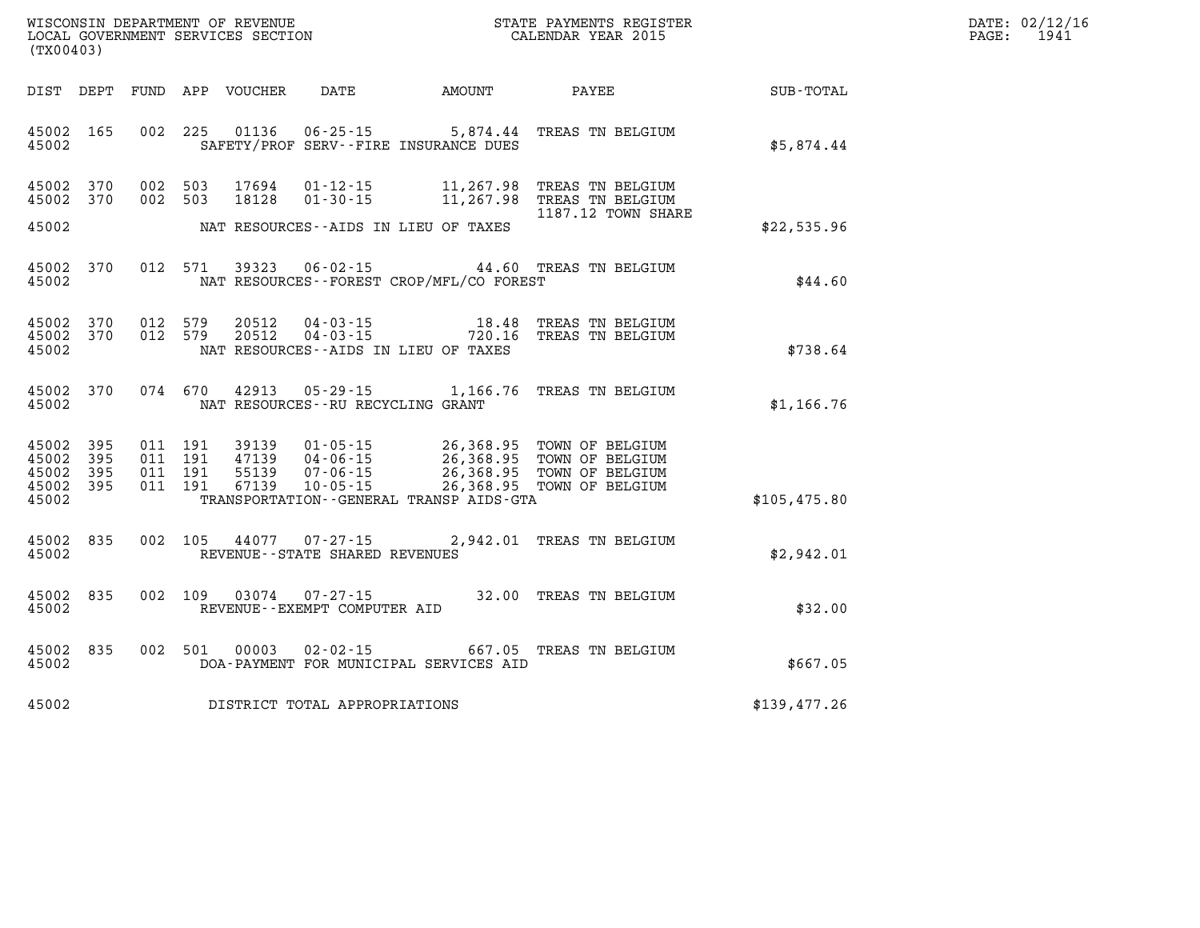WISCONSIN DEPARTMENT OF REVENUE
LOCAL GOVERNMENT SERVICES SECTION
(TX00403)

STATE PAYMENTS REGISTER
CALENDAR YEAR 2015

DATE: 02/12/16
PAGE: 1941

| DIST | DEPT | FUND | APP | VOUCHER | DATE | AMOUNT | PAYEE | SUB-TOTAL |
|---|---|---|---|---|---|---|---|---|
| 45002 | 165 | 002 | 225 | 01136 | 06-25-15 | 5,874.44 | TREAS TN BELGIUM | |
| 45002 | | | | | SAFETY/PROF SERV--FIRE INSURANCE DUES | | | $5,874.44 |
| 45002 | 370 | 002 | 503 | 17694 | 01-12-15 | 11,267.98 | TREAS TN BELGIUM | |
| 45002 | 370 | 002 | 503 | 18128 | 01-30-15 | 11,267.98 | TREAS TN BELGIUM 1187.12 TOWN SHARE | |
| 45002 | | | | | NAT RESOURCES--AIDS IN LIEU OF TAXES | | | $22,535.96 |
| 45002 | 370 | 012 | 571 | 39323 | 06-02-15 | 44.60 | TREAS TN BELGIUM | |
| 45002 | | | | | NAT RESOURCES--FOREST CROP/MFL/CO FOREST | | | $44.60 |
| 45002 | 370 | 012 | 579 | 20512 | 04-03-15 | 18.48 | TREAS TN BELGIUM | |
| 45002 | 370 | 012 | 579 | 20512 | 04-03-15 | 720.16 | TREAS TN BELGIUM | |
| 45002 | | | | | NAT RESOURCES--AIDS IN LIEU OF TAXES | | | $738.64 |
| 45002 | 370 | 074 | 670 | 42913 | 05-29-15 | 1,166.76 | TREAS TN BELGIUM | |
| 45002 | | | | | NAT RESOURCES--RU RECYCLING GRANT | | | $1,166.76 |
| 45002 | 395 | 011 | 191 | 39139 | 01-05-15 | 26,368.95 | TOWN OF BELGIUM | |
| 45002 | 395 | 011 | 191 | 47139 | 04-06-15 | 26,368.95 | TOWN OF BELGIUM | |
| 45002 | 395 | 011 | 191 | 55139 | 07-06-15 | 26,368.95 | TOWN OF BELGIUM | |
| 45002 | 395 | 011 | 191 | 67139 | 10-05-15 | 26,368.95 | TOWN OF BELGIUM | |
| 45002 | | | | | TRANSPORTATION--GENERAL TRANSP AIDS-GTA | | | $105,475.80 |
| 45002 | 835 | 002 | 105 | 44077 | 07-27-15 | 2,942.01 | TREAS TN BELGIUM | |
| 45002 | | | | | REVENUE--STATE SHARED REVENUES | | | $2,942.01 |
| 45002 | 835 | 002 | 109 | 03074 | 07-27-15 | 32.00 | TREAS TN BELGIUM | |
| 45002 | | | | | REVENUE--EXEMPT COMPUTER AID | | | $32.00 |
| 45002 | 835 | 002 | 501 | 00003 | 02-02-15 | 667.05 | TREAS TN BELGIUM | |
| 45002 | | | | | DOA-PAYMENT FOR MUNICIPAL SERVICES AID | | | $667.05 |
| 45002 | | | | | DISTRICT TOTAL APPROPRIATIONS | | | $139,477.26 |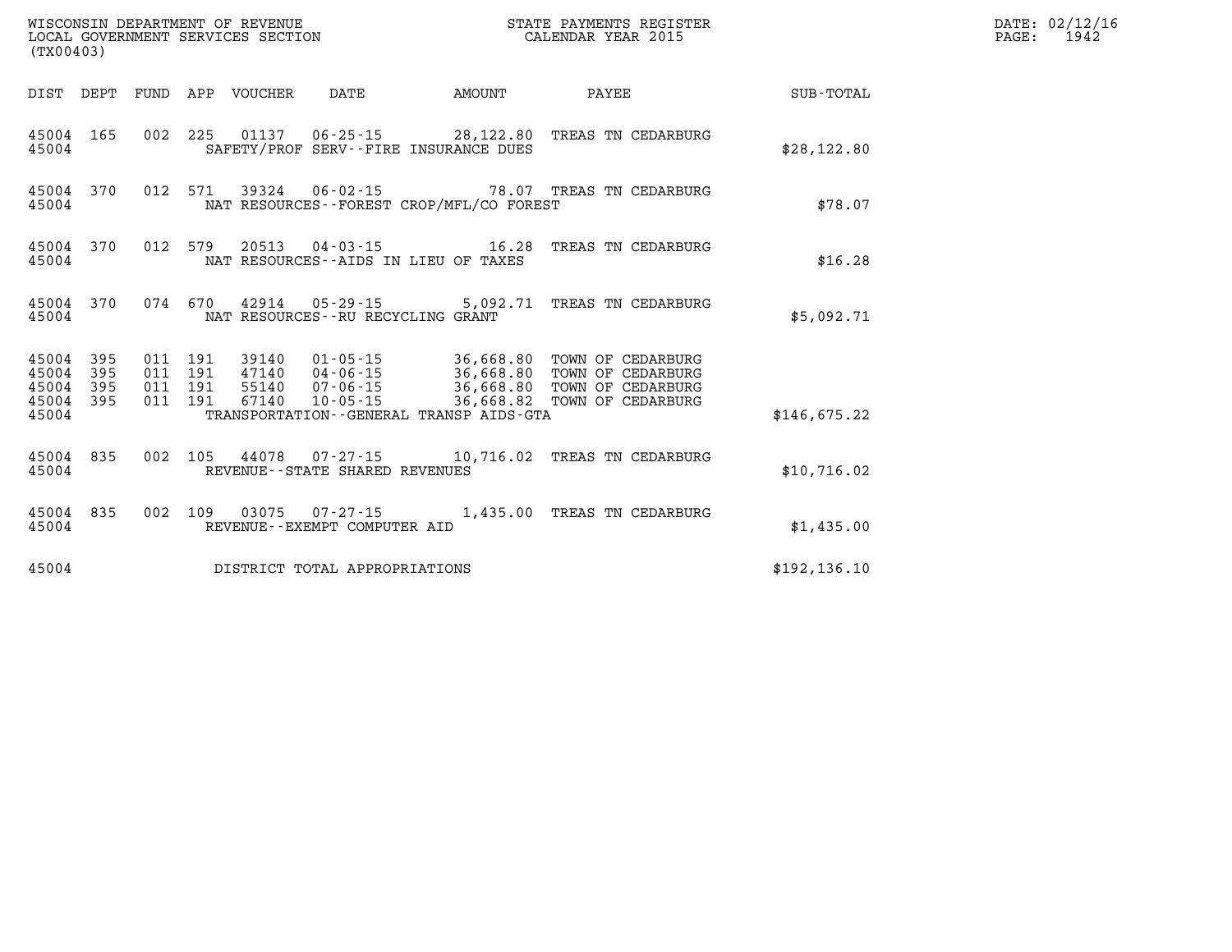WISCONSIN DEPARTMENT OF REVENUE
LOCAL GOVERNMENT SERVICES SECTION
(TX00403)

STATE PAYMENTS REGISTER
CALENDAR YEAR 2015

DATE: 02/12/16
PAGE: 1942

| DIST | DEPT | FUND | APP | VOUCHER | DATE | AMOUNT | PAYEE | SUB-TOTAL |
|---|---|---|---|---|---|---|---|---|
| 45004 | 165 | 002 | 225 | 01137 | 06-25-15 | 28,122.80 | TREAS TN CEDARBURG | |
| 45004 | | | | SAFETY/PROF SERV--FIRE INSURANCE DUES | | | | $28,122.80 |
| 45004 | 370 | 012 | 571 | 39324 | 06-02-15 | 78.07 | TREAS TN CEDARBURG | |
| 45004 | | | | NAT RESOURCES--FOREST CROP/MFL/CO FOREST | | | | $78.07 |
| 45004 | 370 | 012 | 579 | 20513 | 04-03-15 | 16.28 | TREAS TN CEDARBURG | |
| 45004 | | | | NAT RESOURCES--AIDS IN LIEU OF TAXES | | | | $16.28 |
| 45004 | 370 | 074 | 670 | 42914 | 05-29-15 | 5,092.71 | TREAS TN CEDARBURG | |
| 45004 | | | | NAT RESOURCES--RU RECYCLING GRANT | | | | $5,092.71 |
| 45004 | 395 | 011 | 191 | 39140 | 01-05-15 | 36,668.80 | TOWN OF CEDARBURG | |
| 45004 | 395 | 011 | 191 | 47140 | 04-06-15 | 36,668.80 | TOWN OF CEDARBURG | |
| 45004 | 395 | 011 | 191 | 55140 | 07-06-15 | 36,668.80 | TOWN OF CEDARBURG | |
| 45004 | 395 | 011 | 191 | 67140 | 10-05-15 | 36,668.82 | TOWN OF CEDARBURG | |
| 45004 | | | | TRANSPORTATION--GENERAL TRANSP AIDS-GTA | | | | $146,675.22 |
| 45004 | 835 | 002 | 105 | 44078 | 07-27-15 | 10,716.02 | TREAS TN CEDARBURG | |
| 45004 | | | | REVENUE--STATE SHARED REVENUES | | | | $10,716.02 |
| 45004 | 835 | 002 | 109 | 03075 | 07-27-15 | 1,435.00 | TREAS TN CEDARBURG | |
| 45004 | | | | REVENUE--EXEMPT COMPUTER AID | | | | $1,435.00 |
| 45004 | | | | DISTRICT TOTAL APPROPRIATIONS | | | | $192,136.10 |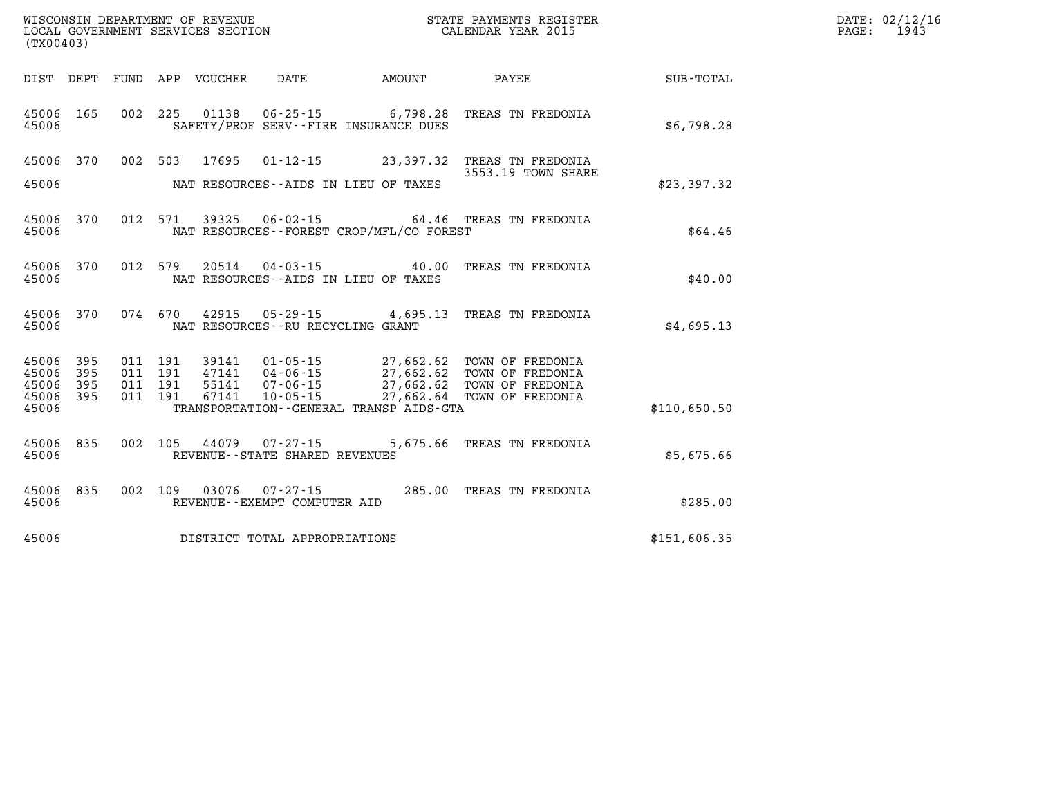WISCONSIN DEPARTMENT OF REVENUE
LOCAL GOVERNMENT SERVICES SECTION
(TX00403)

STATE PAYMENTS REGISTER
CALENDAR YEAR 2015

DATE: 02/12/16
PAGE: 1943

| DIST | DEPT | FUND | APP | VOUCHER | DATE | AMOUNT | PAYEE | SUB-TOTAL |
|---|---|---|---|---|---|---|---|---|
| 45006 | 165 | 002 | 225 | 01138 | 06-25-15 | 6,798.28 | TREAS TN FREDONIA | |
| 45006 | | | | | SAFETY/PROF SERV--FIRE INSURANCE DUES | | | $6,798.28 |
| 45006 | 370 | 002 | 503 | 17695 | 01-12-15 | 23,397.32 | TREAS TN FREDONIA 3553.19 TOWN SHARE | |
| 45006 | | | | | NAT RESOURCES--AIDS IN LIEU OF TAXES | | | $23,397.32 |
| 45006 | 370 | 012 | 571 | 39325 | 06-02-15 | 64.46 | TREAS TN FREDONIA | |
| 45006 | | | | | NAT RESOURCES--FOREST CROP/MFL/CO FOREST | | | $64.46 |
| 45006 | 370 | 012 | 579 | 20514 | 04-03-15 | 40.00 | TREAS TN FREDONIA | |
| 45006 | | | | | NAT RESOURCES--AIDS IN LIEU OF TAXES | | | $40.00 |
| 45006 | 370 | 074 | 670 | 42915 | 05-29-15 | 4,695.13 | TREAS TN FREDONIA | |
| 45006 | | | | | NAT RESOURCES--RU RECYCLING GRANT | | | $4,695.13 |
| 45006 | 395 | 011 | 191 | 39141 | 01-05-15 | 27,662.62 | TOWN OF FREDONIA | |
| 45006 | 395 | 011 | 191 | 47141 | 04-06-15 | 27,662.62 | TOWN OF FREDONIA | |
| 45006 | 395 | 011 | 191 | 55141 | 07-06-15 | 27,662.62 | TOWN OF FREDONIA | |
| 45006 | 395 | 011 | 191 | 67141 | 10-05-15 | 27,662.64 | TOWN OF FREDONIA | |
| 45006 | | | | | TRANSPORTATION--GENERAL TRANSP AIDS-GTA | | | $110,650.50 |
| 45006 | 835 | 002 | 105 | 44079 | 07-27-15 | 5,675.66 | TREAS TN FREDONIA | |
| 45006 | | | | | REVENUE--STATE SHARED REVENUES | | | $5,675.66 |
| 45006 | 835 | 002 | 109 | 03076 | 07-27-15 | 285.00 | TREAS TN FREDONIA | |
| 45006 | | | | | REVENUE--EXEMPT COMPUTER AID | | | $285.00 |
| 45006 | | | | | DISTRICT TOTAL APPROPRIATIONS | | | $151,606.35 |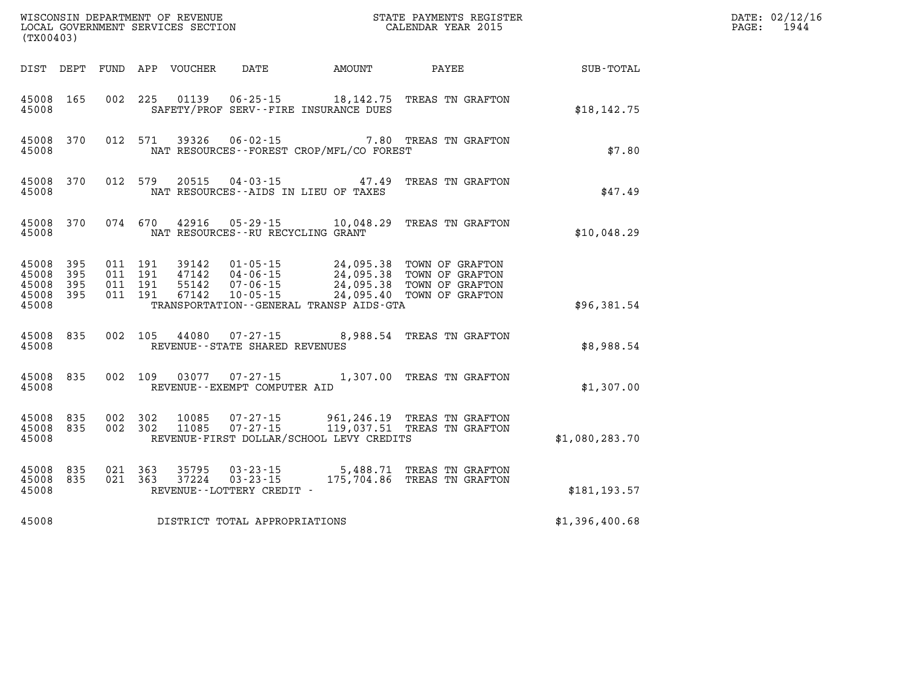WISCONSIN DEPARTMENT OF REVENUE
LOCAL GOVERNMENT SERVICES SECTION
(TX00403)

STATE PAYMENTS REGISTER
CALENDAR YEAR 2015

DATE: 02/12/16
PAGE: 1944

| DIST | DEPT | FUND | APP | VOUCHER | DATE | AMOUNT | PAYEE | SUB-TOTAL |
|---|---|---|---|---|---|---|---|---|
| 45008 | 165 | 002 | 225 | 01139 | 06-25-15 | 18,142.75 | TREAS TN GRAFTON | |
| 45008 | | | | | SAFETY/PROF SERV--FIRE INSURANCE DUES | | | $18,142.75 |
| 45008 | 370 | 012 | 571 | 39326 | 06-02-15 | 7.80 | TREAS TN GRAFTON | |
| 45008 | | | | | NAT RESOURCES--FOREST CROP/MFL/CO FOREST | | | $7.80 |
| 45008 | 370 | 012 | 579 | 20515 | 04-03-15 | 47.49 | TREAS TN GRAFTON | |
| 45008 | | | | | NAT RESOURCES--AIDS IN LIEU OF TAXES | | | $47.49 |
| 45008 | 370 | 074 | 670 | 42916 | 05-29-15 | 10,048.29 | TREAS TN GRAFTON | |
| 45008 | | | | | NAT RESOURCES--RU RECYCLING GRANT | | | $10,048.29 |
| 45008 | 395 | 011 | 191 | 39142 | 01-05-15 | 24,095.38 | TOWN OF GRAFTON | |
| 45008 | 395 | 011 | 191 | 47142 | 04-06-15 | 24,095.38 | TOWN OF GRAFTON | |
| 45008 | 395 | 011 | 191 | 55142 | 07-06-15 | 24,095.38 | TOWN OF GRAFTON | |
| 45008 | 395 | 011 | 191 | 67142 | 10-05-15 | 24,095.40 | TOWN OF GRAFTON | |
| 45008 | | | | | TRANSPORTATION--GENERAL TRANSP AIDS-GTA | | | $96,381.54 |
| 45008 | 835 | 002 | 105 | 44080 | 07-27-15 | 8,988.54 | TREAS TN GRAFTON | |
| 45008 | | | | | REVENUE--STATE SHARED REVENUES | | | $8,988.54 |
| 45008 | 835 | 002 | 109 | 03077 | 07-27-15 | 1,307.00 | TREAS TN GRAFTON | |
| 45008 | | | | | REVENUE--EXEMPT COMPUTER AID | | | $1,307.00 |
| 45008 | 835 | 002 | 302 | 10085 | 07-27-15 | 961,246.19 | TREAS TN GRAFTON | |
| 45008 | 835 | 002 | 302 | 11085 | 07-27-15 | 119,037.51 | TREAS TN GRAFTON | |
| 45008 | | | | | REVENUE-FIRST DOLLAR/SCHOOL LEVY CREDITS | | | $1,080,283.70 |
| 45008 | 835 | 021 | 363 | 35795 | 03-23-15 | 5,488.71 | TREAS TN GRAFTON | |
| 45008 | 835 | 021 | 363 | 37224 | 03-23-15 | 175,704.86 | TREAS TN GRAFTON | |
| 45008 | | | | | REVENUE--LOTTERY CREDIT - | | | $181,193.57 |
| 45008 | | | | | DISTRICT TOTAL APPROPRIATIONS | | | $1,396,400.68 |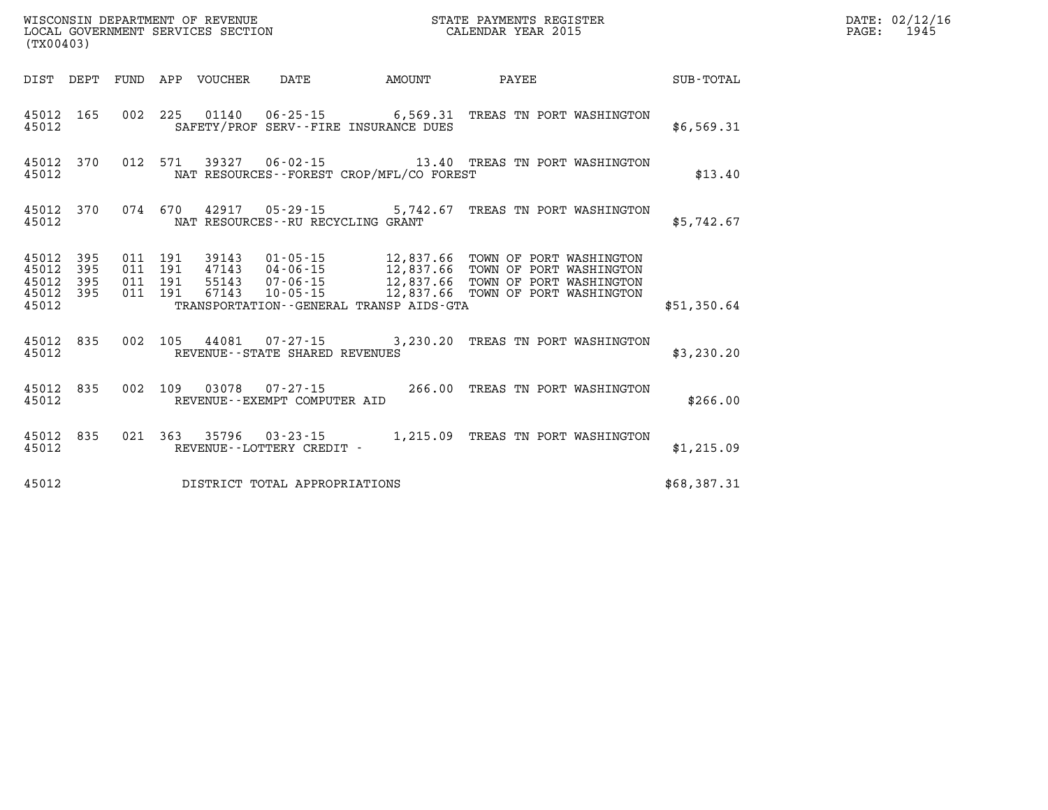WISCONSIN DEPARTMENT OF REVENUE
LOCAL GOVERNMENT SERVICES SECTION
(TX00403)

STATE PAYMENTS REGISTER
CALENDAR YEAR 2015

DATE: 02/12/16
PAGE: 1945

| DIST | DEPT | FUND | APP | VOUCHER | DATE | AMOUNT | PAYEE | SUB-TOTAL |
|---|---|---|---|---|---|---|---|---|
| 45012 | 165 | 002 | 225 | 01140 | 06-25-15 | 6,569.31 | TREAS TN PORT WASHINGTON | |
| 45012 | | | | | SAFETY/PROF SERV--FIRE INSURANCE DUES | | | $6,569.31 |
| 45012 | 370 | 012 | 571 | 39327 | 06-02-15 | 13.40 | TREAS TN PORT WASHINGTON | |
| 45012 | | | | | NAT RESOURCES--FOREST CROP/MFL/CO FOREST | | | $13.40 |
| 45012 | 370 | 074 | 670 | 42917 | 05-29-15 | 5,742.67 | TREAS TN PORT WASHINGTON | |
| 45012 | | | | | NAT RESOURCES--RU RECYCLING GRANT | | | $5,742.67 |
| 45012 | 395 | 011 | 191 | 39143 | 01-05-15 | 12,837.66 | TOWN OF PORT WASHINGTON | |
| 45012 | 395 | 011 | 191 | 47143 | 04-06-15 | 12,837.66 | TOWN OF PORT WASHINGTON | |
| 45012 | 395 | 011 | 191 | 55143 | 07-06-15 | 12,837.66 | TOWN OF PORT WASHINGTON | |
| 45012 | 395 | 011 | 191 | 67143 | 10-05-15 | 12,837.66 | TOWN OF PORT WASHINGTON | |
| 45012 | | | | | TRANSPORTATION--GENERAL TRANSP AIDS-GTA | | | $51,350.64 |
| 45012 | 835 | 002 | 105 | 44081 | 07-27-15 | 3,230.20 | TREAS TN PORT WASHINGTON | |
| 45012 | | | | | REVENUE--STATE SHARED REVENUES | | | $3,230.20 |
| 45012 | 835 | 002 | 109 | 03078 | 07-27-15 | 266.00 | TREAS TN PORT WASHINGTON | |
| 45012 | | | | | REVENUE--EXEMPT COMPUTER AID | | | $266.00 |
| 45012 | 835 | 021 | 363 | 35796 | 03-23-15 | 1,215.09 | TREAS TN PORT WASHINGTON | |
| 45012 | | | | | REVENUE--LOTTERY CREDIT - | | | $1,215.09 |
| 45012 | | | | | DISTRICT TOTAL APPROPRIATIONS | | | $68,387.31 |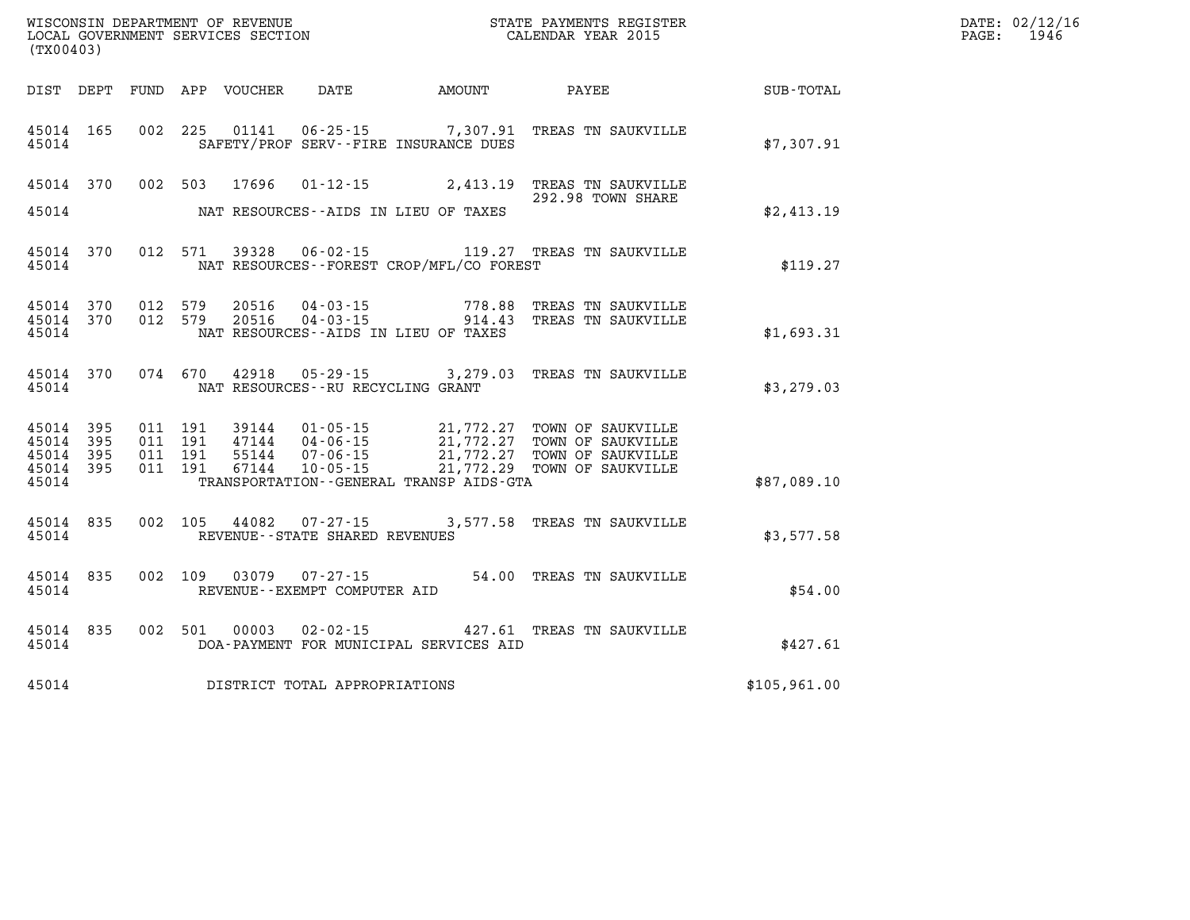WISCONSIN DEPARTMENT OF REVENUE
LOCAL GOVERNMENT SERVICES SECTION
(TX00403)

STATE PAYMENTS REGISTER
CALENDAR YEAR 2015

DATE: 02/12/16
PAGE: 1946

| DIST | DEPT | FUND | APP | VOUCHER | DATE | AMOUNT | PAYEE | SUB-TOTAL |
|---|---|---|---|---|---|---|---|---|
| 45014 | 165 | 002 | 225 | 01141 | 06-25-15 | 7,307.91 | TREAS TN SAUKVILLE | |
| 45014 | | | | | SAFETY/PROF SERV--FIRE INSURANCE DUES | | | $7,307.91 |
| 45014 | 370 | 002 | 503 | 17696 | 01-12-15 | 2,413.19 | TREAS TN SAUKVILLE 292.98 TOWN SHARE | |
| 45014 | | | | | NAT RESOURCES--AIDS IN LIEU OF TAXES | | | $2,413.19 |
| 45014 | 370 | 012 | 571 | 39328 | 06-02-15 | 119.27 | TREAS TN SAUKVILLE | |
| 45014 | | | | | NAT RESOURCES--FOREST CROP/MFL/CO FOREST | | | $119.27 |
| 45014 | 370 | 012 | 579 | 20516 | 04-03-15 | 778.88 | TREAS TN SAUKVILLE | |
| 45014 | 370 | 012 | 579 | 20516 | 04-03-15 | 914.43 | TREAS TN SAUKVILLE | |
| 45014 | | | | | NAT RESOURCES--AIDS IN LIEU OF TAXES | | | $1,693.31 |
| 45014 | 370 | 074 | 670 | 42918 | 05-29-15 | 3,279.03 | TREAS TN SAUKVILLE | |
| 45014 | | | | | NAT RESOURCES--RU RECYCLING GRANT | | | $3,279.03 |
| 45014 | 395 | 011 | 191 | 39144 | 01-05-15 | 21,772.27 | TOWN OF SAUKVILLE | |
| 45014 | 395 | 011 | 191 | 47144 | 04-06-15 | 21,772.27 | TOWN OF SAUKVILLE | |
| 45014 | 395 | 011 | 191 | 55144 | 07-06-15 | 21,772.27 | TOWN OF SAUKVILLE | |
| 45014 | 395 | 011 | 191 | 67144 | 10-05-15 | 21,772.29 | TOWN OF SAUKVILLE | |
| 45014 | | | | | TRANSPORTATION--GENERAL TRANSP AIDS-GTA | | | $87,089.10 |
| 45014 | 835 | 002 | 105 | 44082 | 07-27-15 | 3,577.58 | TREAS TN SAUKVILLE | |
| 45014 | | | | | REVENUE--STATE SHARED REVENUES | | | $3,577.58 |
| 45014 | 835 | 002 | 109 | 03079 | 07-27-15 | 54.00 | TREAS TN SAUKVILLE | |
| 45014 | | | | | REVENUE--EXEMPT COMPUTER AID | | | $54.00 |
| 45014 | 835 | 002 | 501 | 00003 | 02-02-15 | 427.61 | TREAS TN SAUKVILLE | |
| 45014 | | | | | DOA-PAYMENT FOR MUNICIPAL SERVICES AID | | | $427.61 |
| 45014 | | | | | DISTRICT TOTAL APPROPRIATIONS | | | $105,961.00 |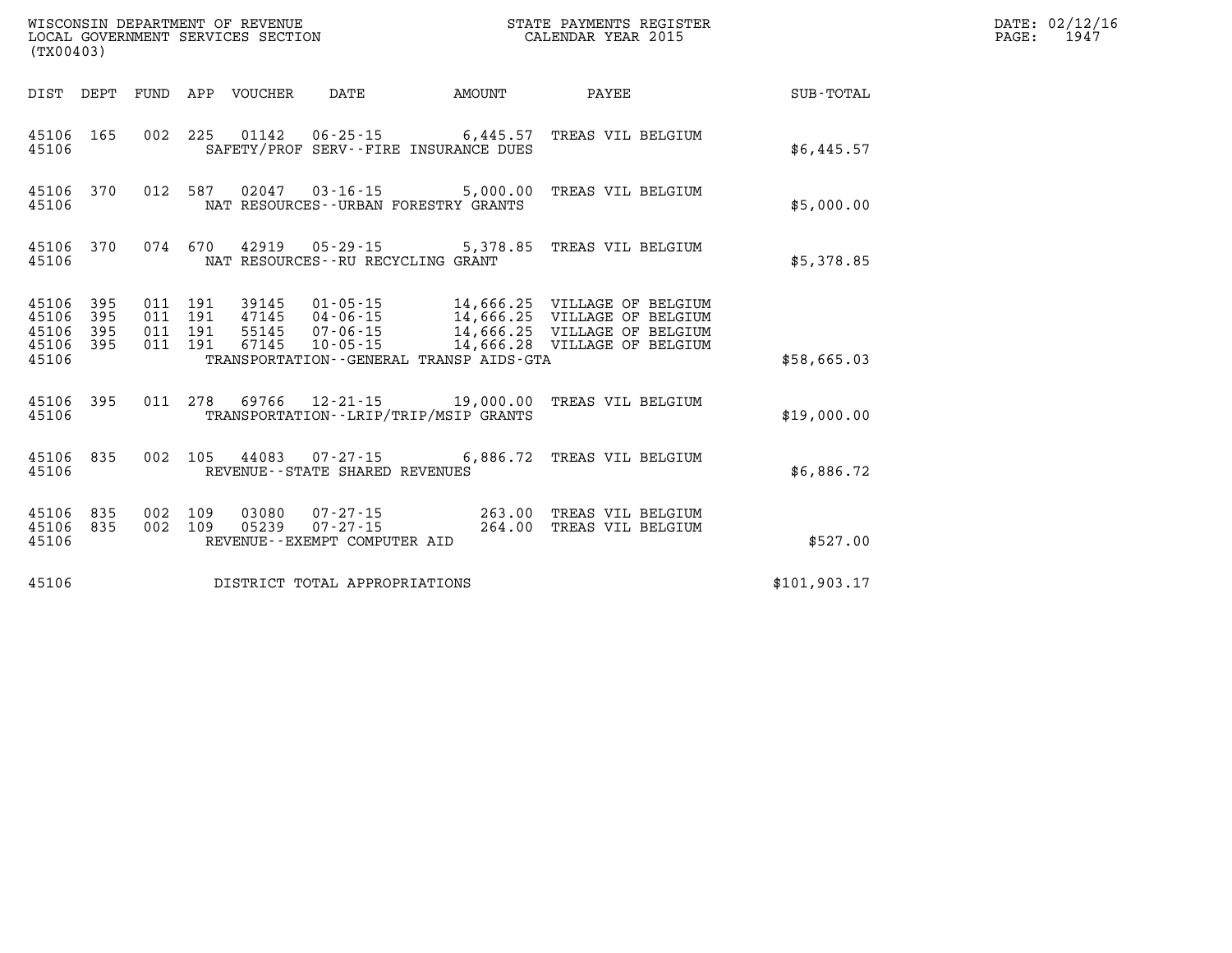WISCONSIN DEPARTMENT OF REVENUE
LOCAL GOVERNMENT SERVICES SECTION
(TX00403)

STATE PAYMENTS REGISTER
CALENDAR YEAR 2015

| DIST | DEPT | FUND | APP | VOUCHER | DATE | AMOUNT | PAYEE | SUB-TOTAL |
|---|---|---|---|---|---|---|---|---|
| 45106 | 165 | 002 | 225 | 01142 | 06-25-15 | 6,445.57 | TREAS VIL BELGIUM | |
| 45106 | | | | SAFETY/PROF SERV--FIRE INSURANCE DUES | | | | $6,445.57 |
| 45106 | 370 | 012 | 587 | 02047 | 03-16-15 | 5,000.00 | TREAS VIL BELGIUM | |
| 45106 | | | | NAT RESOURCES--URBAN FORESTRY GRANTS | | | | $5,000.00 |
| 45106 | 370 | 074 | 670 | 42919 | 05-29-15 | 5,378.85 | TREAS VIL BELGIUM | |
| 45106 | | | | NAT RESOURCES--RU RECYCLING GRANT | | | | $5,378.85 |
| 45106 | 395 | 011 | 191 | 39145 | 01-05-15 | 14,666.25 | VILLAGE OF BELGIUM | |
| 45106 | 395 | 011 | 191 | 47145 | 04-06-15 | 14,666.25 | VILLAGE OF BELGIUM | |
| 45106 | 395 | 011 | 191 | 55145 | 07-06-15 | 14,666.25 | VILLAGE OF BELGIUM | |
| 45106 | 395 | 011 | 191 | 67145 | 10-05-15 | 14,666.28 | VILLAGE OF BELGIUM | |
| 45106 | | | | TRANSPORTATION--GENERAL TRANSP AIDS-GTA | | | | $58,665.03 |
| 45106 | 395 | 011 | 278 | 69766 | 12-21-15 | 19,000.00 | TREAS VIL BELGIUM | |
| 45106 | | | | TRANSPORTATION--LRIP/TRIP/MSIP GRANTS | | | | $19,000.00 |
| 45106 | 835 | 002 | 105 | 44083 | 07-27-15 | 6,886.72 | TREAS VIL BELGIUM | |
| 45106 | | | | REVENUE--STATE SHARED REVENUES | | | | $6,886.72 |
| 45106 | 835 | 002 | 109 | 03080 | 07-27-15 | 263.00 | TREAS VIL BELGIUM | |
| 45106 | 835 | 002 | 109 | 05239 | 07-27-15 | 264.00 | TREAS VIL BELGIUM | |
| 45106 | | | | REVENUE--EXEMPT COMPUTER AID | | | | $527.00 |
| 45106 | | | | DISTRICT TOTAL APPROPRIATIONS | | | | $101,903.17 |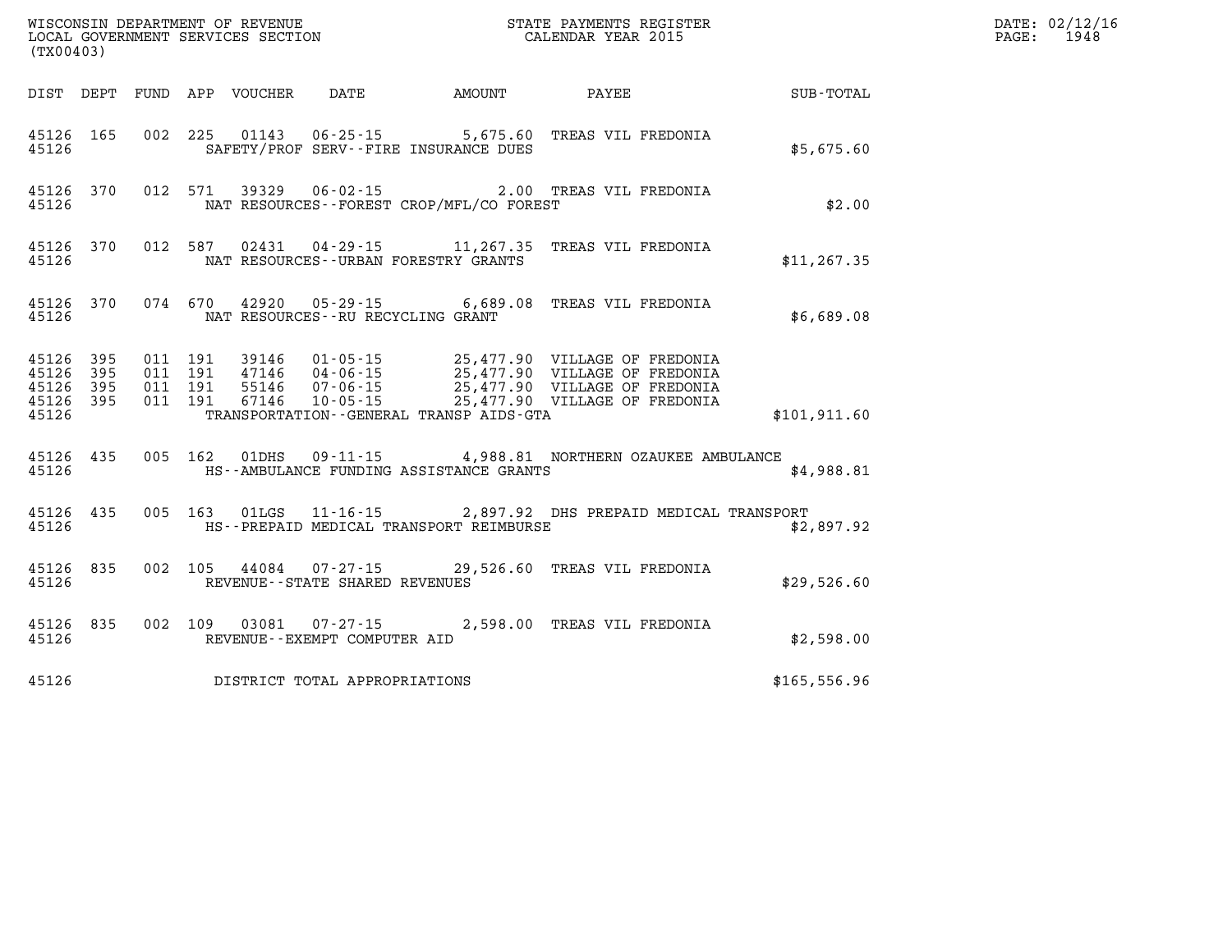WISCONSIN DEPARTMENT OF REVENUE
LOCAL GOVERNMENT SERVICES SECTION
(TX00403)

STATE PAYMENTS REGISTER
CALENDAR YEAR 2015

DATE: 02/12/16
PAGE: 1948

| DIST | DEPT | FUND | APP | VOUCHER | DATE | AMOUNT | PAYEE | SUB-TOTAL |
|---|---|---|---|---|---|---|---|---|
| 45126 | 165 | 002 | 225 | 01143 | 06-25-15 | 5,675.60 | TREAS VIL FREDONIA | |
| 45126 | | | | SAFETY/PROF SERV--FIRE INSURANCE DUES | | | | $5,675.60 |
| 45126 | 370 | 012 | 571 | 39329 | 06-02-15 | 2.00 | TREAS VIL FREDONIA | |
| 45126 | | | | NAT RESOURCES--FOREST CROP/MFL/CO FOREST | | | | $2.00 |
| 45126 | 370 | 012 | 587 | 02431 | 04-29-15 | 11,267.35 | TREAS VIL FREDONIA | |
| 45126 | | | | NAT RESOURCES--URBAN FORESTRY GRANTS | | | | $11,267.35 |
| 45126 | 370 | 074 | 670 | 42920 | 05-29-15 | 6,689.08 | TREAS VIL FREDONIA | |
| 45126 | | | | NAT RESOURCES--RU RECYCLING GRANT | | | | $6,689.08 |
| 45126 | 395 | 011 | 191 | 39146 | 01-05-15 | 25,477.90 | VILLAGE OF FREDONIA | |
| 45126 | 395 | 011 | 191 | 47146 | 04-06-15 | 25,477.90 | VILLAGE OF FREDONIA | |
| 45126 | 395 | 011 | 191 | 55146 | 07-06-15 | 25,477.90 | VILLAGE OF FREDONIA | |
| 45126 | 395 | 011 | 191 | 67146 | 10-05-15 | 25,477.90 | VILLAGE OF FREDONIA | |
| 45126 | | | | TRANSPORTATION--GENERAL TRANSP AIDS-GTA | | | | $101,911.60 |
| 45126 | 435 | 005 | 162 | 01DHS | 09-11-15 | 4,988.81 | NORTHERN OZAUKEE AMBULANCE | |
| 45126 | | | | HS--AMBULANCE FUNDING ASSISTANCE GRANTS | | | | $4,988.81 |
| 45126 | 435 | 005 | 163 | 01LGS | 11-16-15 | 2,897.92 | DHS PREPAID MEDICAL TRANSPORT | |
| 45126 | | | | HS--PREPAID MEDICAL TRANSPORT REIMBURSE | | | | $2,897.92 |
| 45126 | 835 | 002 | 105 | 44084 | 07-27-15 | 29,526.60 | TREAS VIL FREDONIA | |
| 45126 | | | | REVENUE--STATE SHARED REVENUES | | | | $29,526.60 |
| 45126 | 835 | 002 | 109 | 03081 | 07-27-15 | 2,598.00 | TREAS VIL FREDONIA | |
| 45126 | | | | REVENUE--EXEMPT COMPUTER AID | | | | $2,598.00 |
| 45126 | | | | DISTRICT TOTAL APPROPRIATIONS | | | | $165,556.96 |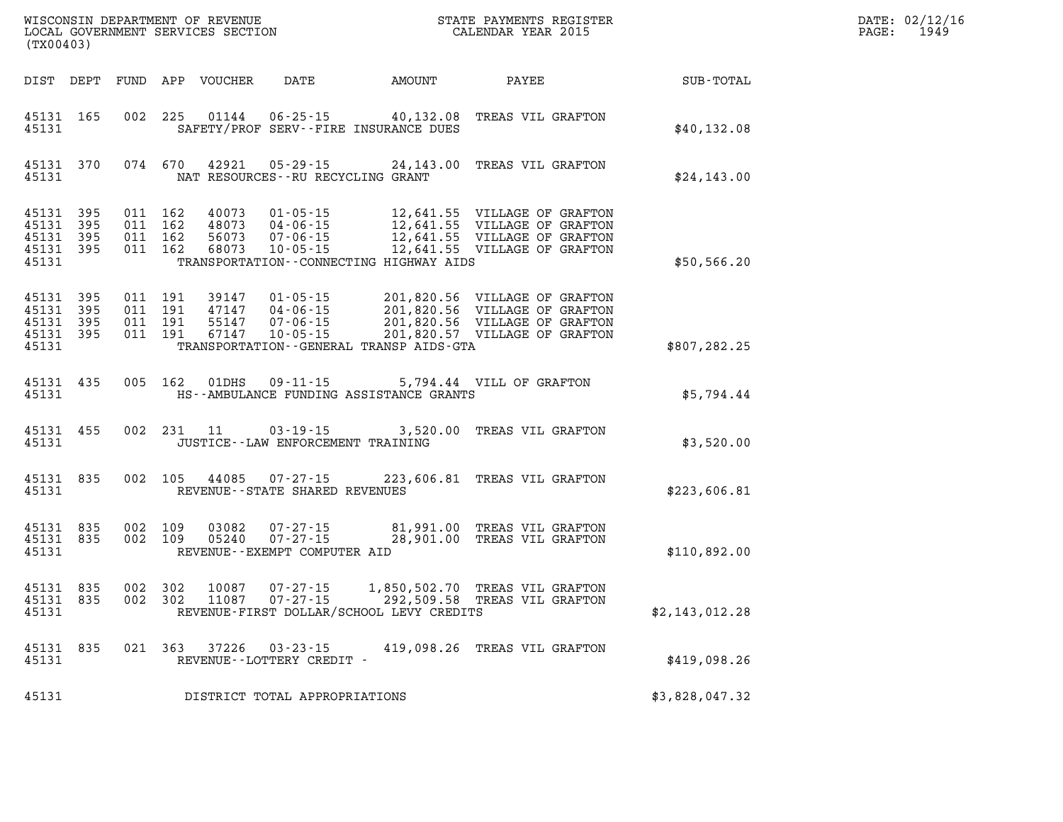WISCONSIN DEPARTMENT OF REVENUE
LOCAL GOVERNMENT SERVICES SECTION
(TX00403)

STATE PAYMENTS REGISTER
CALENDAR YEAR 2015

DATE: 02/12/16
PAGE: 1949

| DIST | DEPT | FUND | APP | VOUCHER | DATE | AMOUNT | PAYEE | SUB-TOTAL |
|---|---|---|---|---|---|---|---|---|
| 45131 | 165 | 002 | 225 | 01144 | 06-25-15 | 40,132.08 | TREAS VIL GRAFTON | |
| 45131 | | | | SAFETY/PROF SERV--FIRE INSURANCE DUES | | | | $40,132.08 |
| 45131 | 370 | 074 | 670 | 42921 | 05-29-15 | 24,143.00 | TREAS VIL GRAFTON | |
| 45131 | | | | NAT RESOURCES--RU RECYCLING GRANT | | | | $24,143.00 |
| 45131 | 395 | 011 | 162 | 40073 | 01-05-15 | 12,641.55 | VILLAGE OF GRAFTON | |
| 45131 | 395 | 011 | 162 | 48073 | 04-06-15 | 12,641.55 | VILLAGE OF GRAFTON | |
| 45131 | 395 | 011 | 162 | 56073 | 07-06-15 | 12,641.55 | VILLAGE OF GRAFTON | |
| 45131 | 395 | 011 | 162 | 68073 | 10-05-15 | 12,641.55 | VILLAGE OF GRAFTON | |
| 45131 | | | | TRANSPORTATION--CONNECTING HIGHWAY AIDS | | | | $50,566.20 |
| 45131 | 395 | 011 | 191 | 39147 | 01-05-15 | 201,820.56 | VILLAGE OF GRAFTON | |
| 45131 | 395 | 011 | 191 | 47147 | 04-06-15 | 201,820.56 | VILLAGE OF GRAFTON | |
| 45131 | 395 | 011 | 191 | 55147 | 07-06-15 | 201,820.56 | VILLAGE OF GRAFTON | |
| 45131 | 395 | 011 | 191 | 67147 | 10-05-15 | 201,820.57 | VILLAGE OF GRAFTON | |
| 45131 | | | | TRANSPORTATION--GENERAL TRANSP AIDS-GTA | | | | $807,282.25 |
| 45131 | 435 | 005 | 162 | 01DHS | 09-11-15 | 5,794.44 | VILL OF GRAFTON | |
| 45131 | | | | HS--AMBULANCE FUNDING ASSISTANCE GRANTS | | | | $5,794.44 |
| 45131 | 455 | 002 | 231 | 11 | 03-19-15 | 3,520.00 | TREAS VIL GRAFTON | |
| 45131 | | | | JUSTICE--LAW ENFORCEMENT TRAINING | | | | $3,520.00 |
| 45131 | 835 | 002 | 105 | 44085 | 07-27-15 | 223,606.81 | TREAS VIL GRAFTON | |
| 45131 | | | | REVENUE--STATE SHARED REVENUES | | | | $223,606.81 |
| 45131 | 835 | 002 | 109 | 03082 | 07-27-15 | 81,991.00 | TREAS VIL GRAFTON | |
| 45131 | 835 | 002 | 109 | 05240 | 07-27-15 | 28,901.00 | TREAS VIL GRAFTON | |
| 45131 | | | | REVENUE--EXEMPT COMPUTER AID | | | | $110,892.00 |
| 45131 | 835 | 002 | 302 | 10087 | 07-27-15 | 1,850,502.70 | TREAS VIL GRAFTON | |
| 45131 | 835 | 002 | 302 | 11087 | 07-27-15 | 292,509.58 | TREAS VIL GRAFTON | |
| 45131 | | | | REVENUE-FIRST DOLLAR/SCHOOL LEVY CREDITS | | | | $2,143,012.28 |
| 45131 | 835 | 021 | 363 | 37226 | 03-23-15 | 419,098.26 | TREAS VIL GRAFTON | |
| 45131 | | | | REVENUE--LOTTERY CREDIT - | | | | $419,098.26 |
| 45131 | | | | DISTRICT TOTAL APPROPRIATIONS | | | | $3,828,047.32 |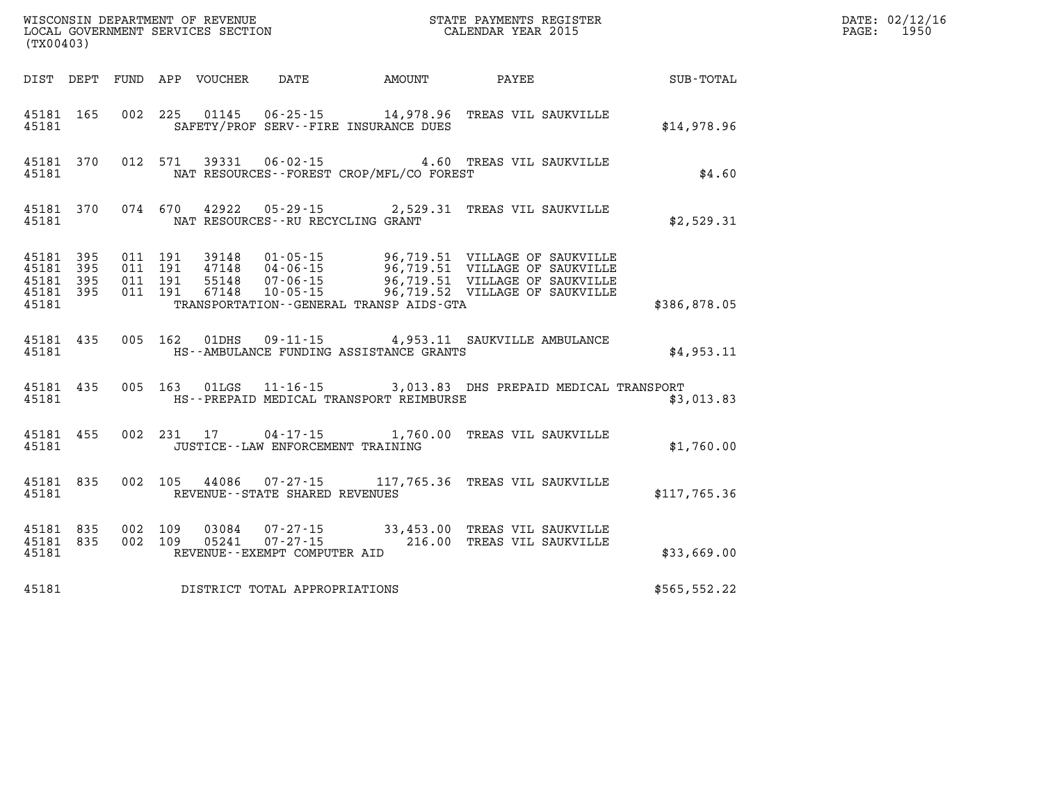WISCONSIN DEPARTMENT OF REVENUE
LOCAL GOVERNMENT SERVICES SECTION
(TX00403)

STATE PAYMENTS REGISTER
CALENDAR YEAR 2015

DATE: 02/12/16
PAGE: 1950

| DIST | DEPT | FUND | APP | VOUCHER | DATE | AMOUNT | PAYEE | SUB-TOTAL |
|---|---|---|---|---|---|---|---|---|
| 45181 | 165 | 002 | 225 | 01145 | 06-25-15 | 14,978.96 | TREAS VIL SAUKVILLE | |
| 45181 | | | | | SAFETY/PROF SERV--FIRE INSURANCE DUES | | | $14,978.96 |
| 45181 | 370 | 012 | 571 | 39331 | 06-02-15 | 4.60 | TREAS VIL SAUKVILLE | |
| 45181 | | | | | NAT RESOURCES--FOREST CROP/MFL/CO FOREST | | | $4.60 |
| 45181 | 370 | 074 | 670 | 42922 | 05-29-15 | 2,529.31 | TREAS VIL SAUKVILLE | |
| 45181 | | | | | NAT RESOURCES--RU RECYCLING GRANT | | | $2,529.31 |
| 45181 | 395 | 011 | 191 | 39148 | 01-05-15 | 96,719.51 | VILLAGE OF SAUKVILLE | |
| 45181 | 395 | 011 | 191 | 47148 | 04-06-15 | 96,719.51 | VILLAGE OF SAUKVILLE | |
| 45181 | 395 | 011 | 191 | 55148 | 07-06-15 | 96,719.51 | VILLAGE OF SAUKVILLE | |
| 45181 | 395 | 011 | 191 | 67148 | 10-05-15 | 96,719.52 | VILLAGE OF SAUKVILLE | |
| 45181 | | | | | TRANSPORTATION--GENERAL TRANSP AIDS-GTA | | | $386,878.05 |
| 45181 | 435 | 005 | 162 | 01DHS | 09-11-15 | 4,953.11 | SAUKVILLE AMBULANCE | |
| 45181 | | | | | HS--AMBULANCE FUNDING ASSISTANCE GRANTS | | | $4,953.11 |
| 45181 | 435 | 005 | 163 | 01LGS | 11-16-15 | 3,013.83 | DHS PREPAID MEDICAL TRANSPORT | |
| 45181 | | | | | HS--PREPAID MEDICAL TRANSPORT REIMBURSE | | | $3,013.83 |
| 45181 | 455 | 002 | 231 | 17 | 04-17-15 | 1,760.00 | TREAS VIL SAUKVILLE | |
| 45181 | | | | | JUSTICE--LAW ENFORCEMENT TRAINING | | | $1,760.00 |
| 45181 | 835 | 002 | 105 | 44086 | 07-27-15 | 117,765.36 | TREAS VIL SAUKVILLE | |
| 45181 | | | | | REVENUE--STATE SHARED REVENUES | | | $117,765.36 |
| 45181 | 835 | 002 | 109 | 03084 | 07-27-15 | 33,453.00 | TREAS VIL SAUKVILLE | |
| 45181 | 835 | 002 | 109 | 05241 | 07-27-15 | 216.00 | TREAS VIL SAUKVILLE | |
| 45181 | | | | | REVENUE--EXEMPT COMPUTER AID | | | $33,669.00 |
| 45181 | | | | | DISTRICT TOTAL APPROPRIATIONS | | | $565,552.22 |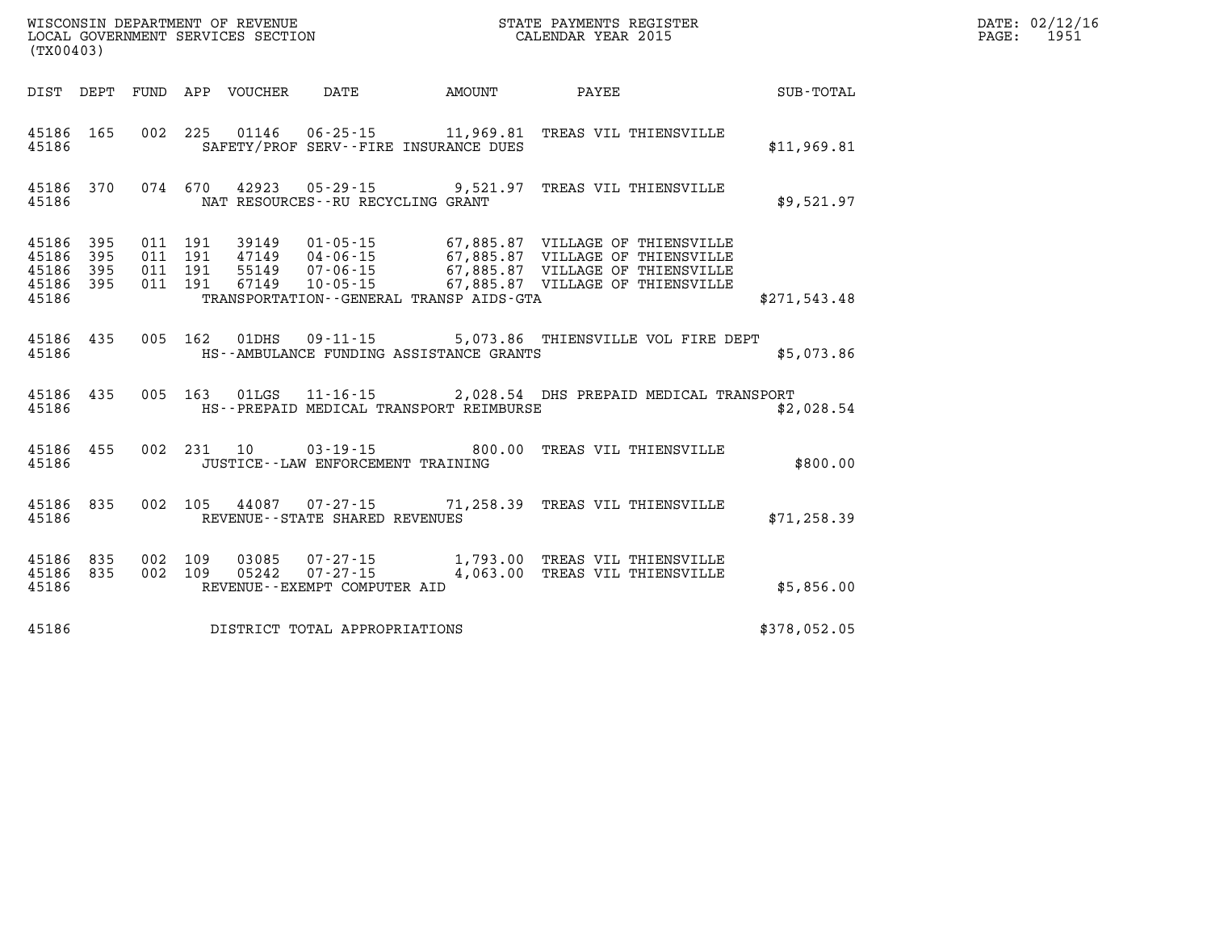WISCONSIN DEPARTMENT OF REVENUE
LOCAL GOVERNMENT SERVICES SECTION
(TX00403)

STATE PAYMENTS REGISTER
CALENDAR YEAR 2015

DATE: 02/12/16
PAGE: 1951

| DIST | DEPT | FUND | APP | VOUCHER | DATE | AMOUNT | PAYEE | SUB-TOTAL |
|---|---|---|---|---|---|---|---|---|
| 45186 | 165 | 002 | 225 | 01146 | 06-25-15 | 11,969.81 | TREAS VIL THIENSVILLE | |
| 45186 | | | | SAFETY/PROF SERV--FIRE INSURANCE DUES | | | | $11,969.81 |
| 45186 | 370 | 074 | 670 | 42923 | 05-29-15 | 9,521.97 | TREAS VIL THIENSVILLE | |
| 45186 | | | | NAT RESOURCES--RU RECYCLING GRANT | | | | $9,521.97 |
| 45186 | 395 | 011 | 191 | 39149 | 01-05-15 | 67,885.87 | VILLAGE OF THIENSVILLE | |
| 45186 | 395 | 011 | 191 | 47149 | 04-06-15 | 67,885.87 | VILLAGE OF THIENSVILLE | |
| 45186 | 395 | 011 | 191 | 55149 | 07-06-15 | 67,885.87 | VILLAGE OF THIENSVILLE | |
| 45186 | 395 | 011 | 191 | 67149 | 10-05-15 | 67,885.87 | VILLAGE OF THIENSVILLE | |
| 45186 | | | | TRANSPORTATION--GENERAL TRANSP AIDS-GTA | | | | $271,543.48 |
| 45186 | 435 | 005 | 162 | 01DHS | 09-11-15 | 5,073.86 | THIENSVILLE VOL FIRE DEPT | |
| 45186 | | | | HS--AMBULANCE FUNDING ASSISTANCE GRANTS | | | | $5,073.86 |
| 45186 | 435 | 005 | 163 | 01LGS | 11-16-15 | 2,028.54 | DHS PREPAID MEDICAL TRANSPORT | |
| 45186 | | | | HS--PREPAID MEDICAL TRANSPORT REIMBURSE | | | | $2,028.54 |
| 45186 | 455 | 002 | 231 | 10 | 03-19-15 | 800.00 | TREAS VIL THIENSVILLE | |
| 45186 | | | | JUSTICE--LAW ENFORCEMENT TRAINING | | | | $800.00 |
| 45186 | 835 | 002 | 105 | 44087 | 07-27-15 | 71,258.39 | TREAS VIL THIENSVILLE | |
| 45186 | | | | REVENUE--STATE SHARED REVENUES | | | | $71,258.39 |
| 45186 | 835 | 002 | 109 | 03085 | 07-27-15 | 1,793.00 | TREAS VIL THIENSVILLE | |
| 45186 | 835 | 002 | 109 | 05242 | 07-27-15 | 4,063.00 | TREAS VIL THIENSVILLE | |
| 45186 | | | | REVENUE--EXEMPT COMPUTER AID | | | | $5,856.00 |
| 45186 | | | | DISTRICT TOTAL APPROPRIATIONS | | | | $378,052.05 |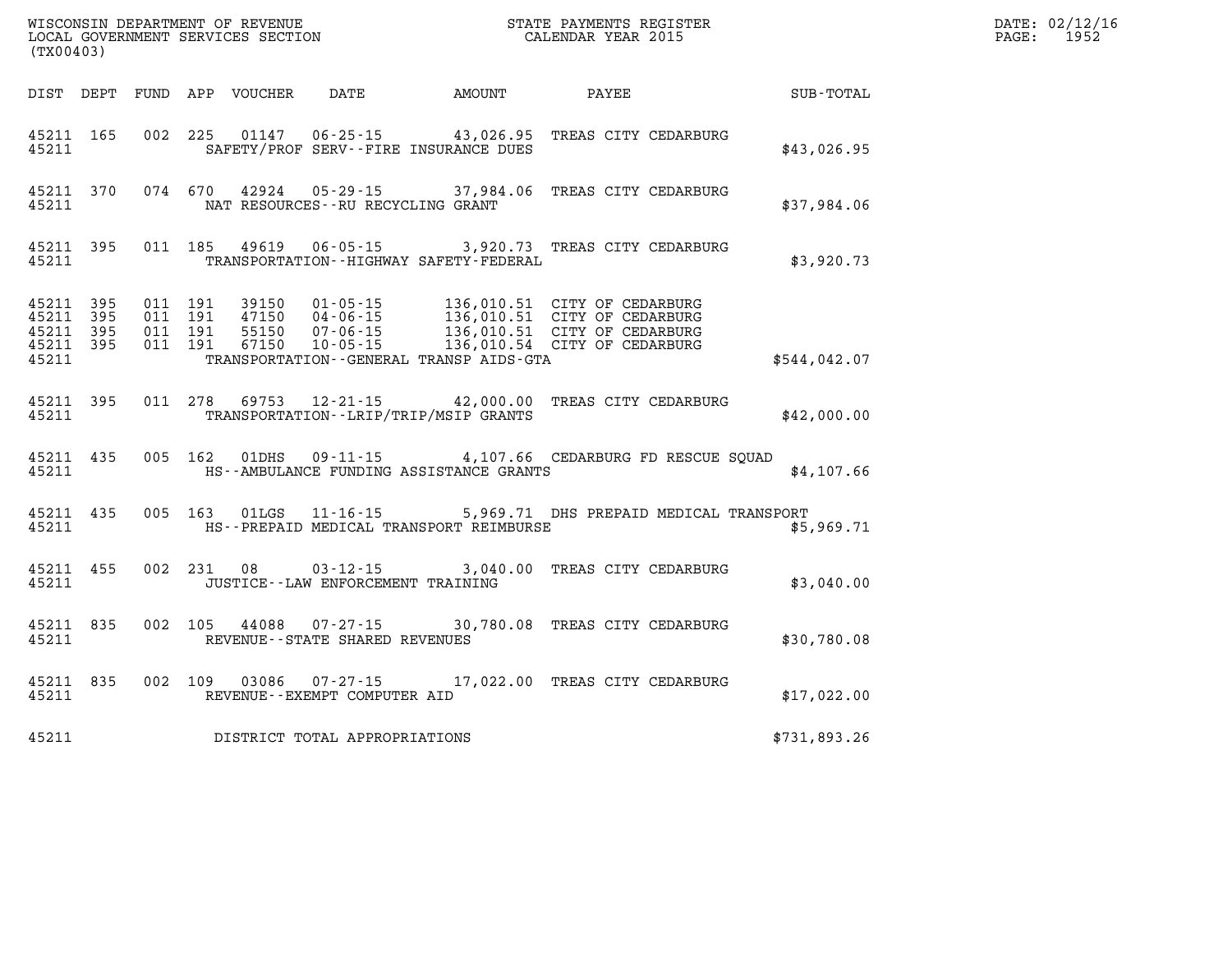WISCONSIN DEPARTMENT OF REVENUE
LOCAL GOVERNMENT SERVICES SECTION
(TX00403)

STATE PAYMENTS REGISTER
CALENDAR YEAR 2015

DATE: 02/12/16
PAGE: 1952

| DIST | DEPT | FUND | APP | VOUCHER | DATE | AMOUNT | PAYEE | SUB-TOTAL |
|---|---|---|---|---|---|---|---|---|
| 45211 | 165 | 002 | 225 | 01147 | 06-25-15 | 43,026.95 | TREAS CITY CEDARBURG | |
| 45211 | | | | SAFETY/PROF SERV--FIRE INSURANCE DUES | | | | $43,026.95 |
| 45211 | 370 | 074 | 670 | 42924 | 05-29-15 | 37,984.06 | TREAS CITY CEDARBURG | |
| 45211 | | | | NAT RESOURCES--RU RECYCLING GRANT | | | | $37,984.06 |
| 45211 | 395 | 011 | 185 | 49619 | 06-05-15 | 3,920.73 | TREAS CITY CEDARBURG | |
| 45211 | | | | TRANSPORTATION--HIGHWAY SAFETY-FEDERAL | | | | $3,920.73 |
| 45211 | 395 | 011 | 191 | 39150 | 01-05-15 | 136,010.51 | CITY OF CEDARBURG | |
| 45211 | 395 | 011 | 191 | 47150 | 04-06-15 | 136,010.51 | CITY OF CEDARBURG | |
| 45211 | 395 | 011 | 191 | 55150 | 07-06-15 | 136,010.51 | CITY OF CEDARBURG | |
| 45211 | 395 | 011 | 191 | 67150 | 10-05-15 | 136,010.54 | CITY OF CEDARBURG | |
| 45211 | | | | TRANSPORTATION--GENERAL TRANSP AIDS-GTA | | | | $544,042.07 |
| 45211 | 395 | 011 | 278 | 69753 | 12-21-15 | 42,000.00 | TREAS CITY CEDARBURG | |
| 45211 | | | | TRANSPORTATION--LRIP/TRIP/MSIP GRANTS | | | | $42,000.00 |
| 45211 | 435 | 005 | 162 | 01DHS | 09-11-15 | 4,107.66 | CEDARBURG FD RESCUE SQUAD | |
| 45211 | | | | HS--AMBULANCE FUNDING ASSISTANCE GRANTS | | | | $4,107.66 |
| 45211 | 435 | 005 | 163 | 01LGS | 11-16-15 | 5,969.71 | DHS PREPAID MEDICAL TRANSPORT | |
| 45211 | | | | HS--PREPAID MEDICAL TRANSPORT REIMBURSE | | | | $5,969.71 |
| 45211 | 455 | 002 | 231 | 08 | 03-12-15 | 3,040.00 | TREAS CITY CEDARBURG | |
| 45211 | | | | JUSTICE--LAW ENFORCEMENT TRAINING | | | | $3,040.00 |
| 45211 | 835 | 002 | 105 | 44088 | 07-27-15 | 30,780.08 | TREAS CITY CEDARBURG | |
| 45211 | | | | REVENUE--STATE SHARED REVENUES | | | | $30,780.08 |
| 45211 | 835 | 002 | 109 | 03086 | 07-27-15 | 17,022.00 | TREAS CITY CEDARBURG | |
| 45211 | | | | REVENUE--EXEMPT COMPUTER AID | | | | $17,022.00 |
| 45211 | | | | DISTRICT TOTAL APPROPRIATIONS | | | | $731,893.26 |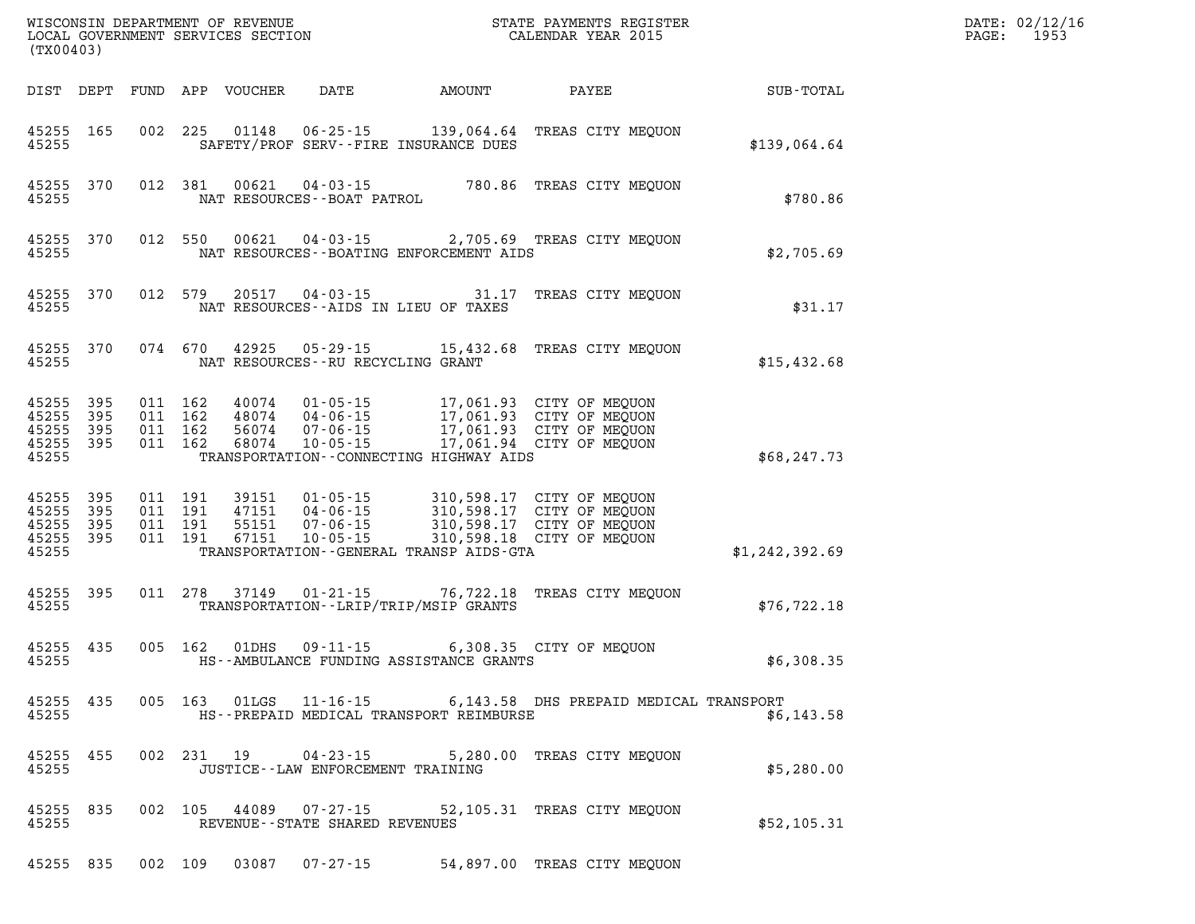WISCONSIN DEPARTMENT OF REVENUE
LOCAL GOVERNMENT SERVICES SECTION
(TX00403)

STATE PAYMENTS REGISTER
CALENDAR YEAR 2015

| DIST | DEPT | FUND | APP | VOUCHER | DATE | AMOUNT | PAYEE | SUB-TOTAL |
|---|---|---|---|---|---|---|---|---|
| 45255 | 165 | 002 | 225 | 01148 | 06-25-15 | 139,064.64 | TREAS CITY MEQUON | |
| 45255 | | | | | SAFETY/PROF SERV--FIRE INSURANCE DUES | | | $139,064.64 |
| 45255 | 370 | 012 | 381 | 00621 | 04-03-15 | 780.86 | TREAS CITY MEQUON | |
| 45255 | | | | | NAT RESOURCES--BOAT PATROL | | | $780.86 |
| 45255 | 370 | 012 | 550 | 00621 | 04-03-15 | 2,705.69 | TREAS CITY MEQUON | |
| 45255 | | | | | NAT RESOURCES--BOATING ENFORCEMENT AIDS | | | $2,705.69 |
| 45255 | 370 | 012 | 579 | 20517 | 04-03-15 | 31.17 | TREAS CITY MEQUON | |
| 45255 | | | | | NAT RESOURCES--AIDS IN LIEU OF TAXES | | | $31.17 |
| 45255 | 370 | 074 | 670 | 42925 | 05-29-15 | 15,432.68 | TREAS CITY MEQUON | |
| 45255 | | | | | NAT RESOURCES--RU RECYCLING GRANT | | | $15,432.68 |
| 45255 | 395 | 011 | 162 | 40074 | 01-05-15 | 17,061.93 | CITY OF MEQUON | |
| 45255 | 395 | 011 | 162 | 48074 | 04-06-15 | 17,061.93 | CITY OF MEQUON | |
| 45255 | 395 | 011 | 162 | 56074 | 07-06-15 | 17,061.93 | CITY OF MEQUON | |
| 45255 | 395 | 011 | 162 | 68074 | 10-05-15 | 17,061.94 | CITY OF MEQUON | |
| 45255 | | | | | TRANSPORTATION--CONNECTING HIGHWAY AIDS | | | $68,247.73 |
| 45255 | 395 | 011 | 191 | 39151 | 01-05-15 | 310,598.17 | CITY OF MEQUON | |
| 45255 | 395 | 011 | 191 | 47151 | 04-06-15 | 310,598.17 | CITY OF MEQUON | |
| 45255 | 395 | 011 | 191 | 55151 | 07-06-15 | 310,598.17 | CITY OF MEQUON | |
| 45255 | 395 | 011 | 191 | 67151 | 10-05-15 | 310,598.18 | CITY OF MEQUON | |
| 45255 | | | | | TRANSPORTATION--GENERAL TRANSP AIDS-GTA | | | $1,242,392.69 |
| 45255 | 395 | 011 | 278 | 37149 | 01-21-15 | 76,722.18 | TREAS CITY MEQUON | |
| 45255 | | | | | TRANSPORTATION--LRIP/TRIP/MSIP GRANTS | | | $76,722.18 |
| 45255 | 435 | 005 | 162 | 01DHS | 09-11-15 | 6,308.35 | CITY OF MEQUON | |
| 45255 | | | | | HS--AMBULANCE FUNDING ASSISTANCE GRANTS | | | $6,308.35 |
| 45255 | 435 | 005 | 163 | 01LGS | 11-16-15 | 6,143.58 | DHS PREPAID MEDICAL TRANSPORT | |
| 45255 | | | | | HS--PREPAID MEDICAL TRANSPORT REIMBURSE | | | $6,143.58 |
| 45255 | 455 | 002 | 231 | 19 | 04-23-15 | 5,280.00 | TREAS CITY MEQUON | |
| 45255 | | | | | JUSTICE--LAW ENFORCEMENT TRAINING | | | $5,280.00 |
| 45255 | 835 | 002 | 105 | 44089 | 07-27-15 | 52,105.31 | TREAS CITY MEQUON | |
| 45255 | | | | | REVENUE--STATE SHARED REVENUES | | | $52,105.31 |
| 45255 | 835 | 002 | 109 | 03087 | 07-27-15 | 54,897.00 | TREAS CITY MEQUON | |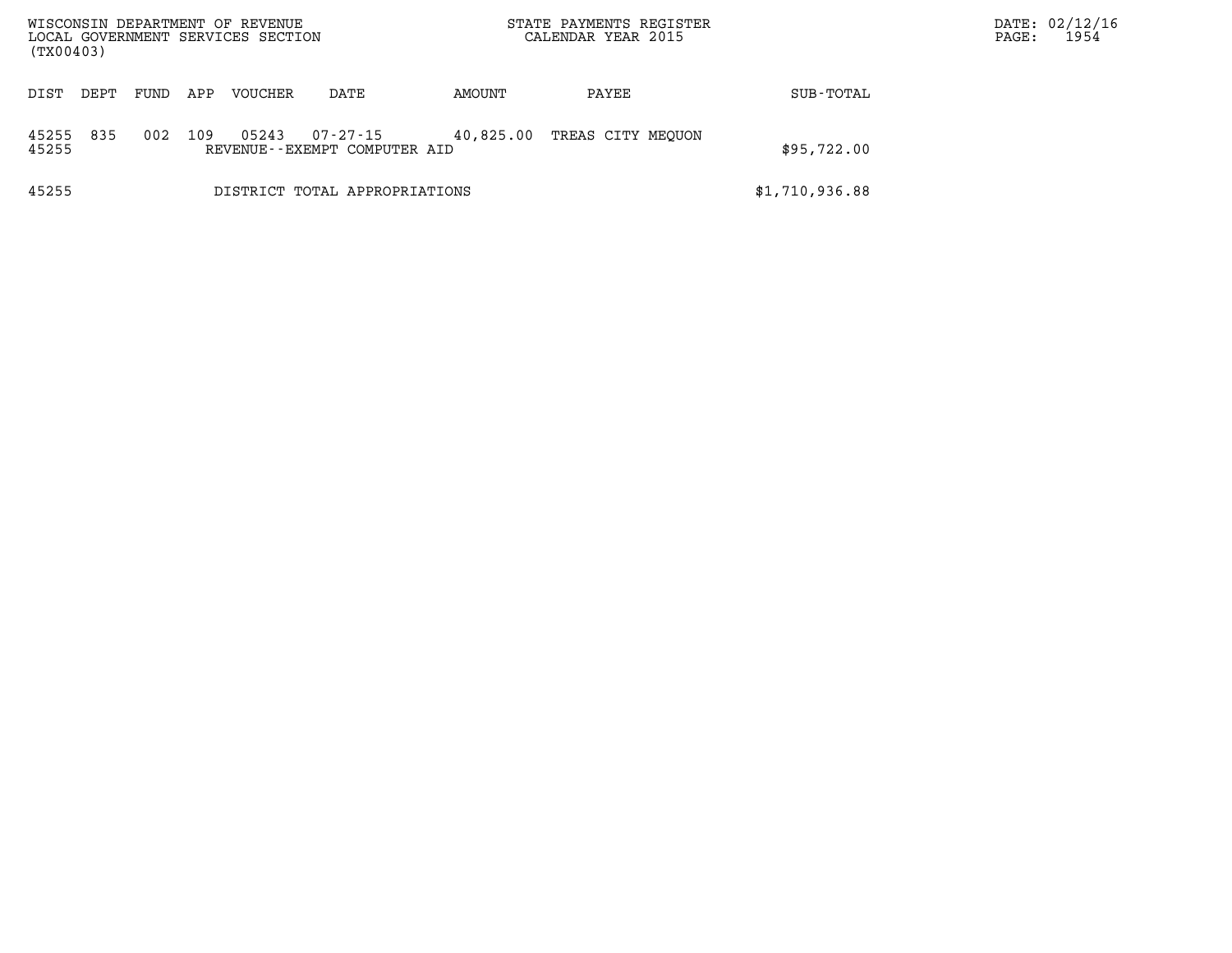WISCONSIN DEPARTMENT OF REVENUE
LOCAL GOVERNMENT SERVICES SECTION
(TX00403)

STATE PAYMENTS REGISTER
CALENDAR YEAR 2015

DATE: 02/12/16
PAGE: 1954

| DIST | DEPT | FUND | APP | VOUCHER | DATE | AMOUNT | PAYEE | SUB-TOTAL |
|---|---|---|---|---|---|---|---|---|
| 45255 | 835 | 002 | 109 | 05243 | 07-27-15 | 40,825.00 | TREAS CITY MEQUON | |
| 45255 | | | | REVENUE--EXEMPT COMPUTER AID | | | | $95,722.00 |
| 45255 | | | | DISTRICT TOTAL APPROPRIATIONS | | | | $1,710,936.88 |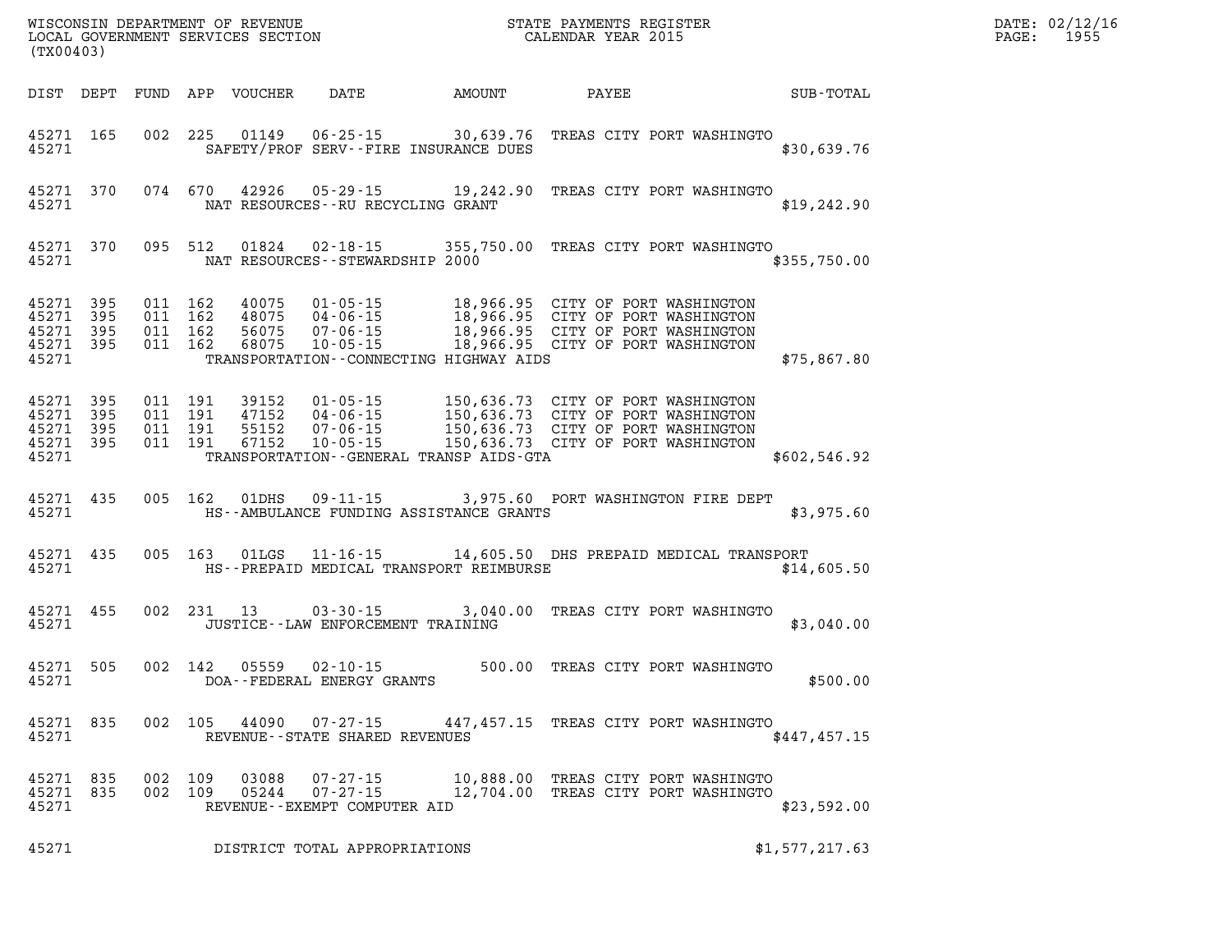WISCONSIN DEPARTMENT OF REVENUE
LOCAL GOVERNMENT SERVICES SECTION
(TX00403)

STATE PAYMENTS REGISTER
CALENDAR YEAR 2015

DATE: 02/12/16
PAGE: 1955

| DIST | DEPT | FUND | APP | VOUCHER | DATE | AMOUNT | PAYEE | SUB-TOTAL |
|---|---|---|---|---|---|---|---|---|
| 45271 | 165 | 002 | 225 | 01149 | 06-25-15 | 30,639.76 | TREAS CITY PORT WASHINGTO | |
| 45271 | | | | | SAFETY/PROF SERV--FIRE INSURANCE DUES | | | $30,639.76 |
| 45271 | 370 | 074 | 670 | 42926 | 05-29-15 | 19,242.90 | TREAS CITY PORT WASHINGTO | |
| 45271 | | | | | NAT RESOURCES--RU RECYCLING GRANT | | | $19,242.90 |
| 45271 | 370 | 095 | 512 | 01824 | 02-18-15 | 355,750.00 | TREAS CITY PORT WASHINGTO | |
| 45271 | | | | | NAT RESOURCES--STEWARDSHIP 2000 | | | $355,750.00 |
| 45271 | 395 | 011 | 162 | 40075 | 01-05-15 | 18,966.95 | CITY OF PORT WASHINGTON | |
| 45271 | 395 | 011 | 162 | 48075 | 04-06-15 | 18,966.95 | CITY OF PORT WASHINGTON | |
| 45271 | 395 | 011 | 162 | 56075 | 07-06-15 | 18,966.95 | CITY OF PORT WASHINGTON | |
| 45271 | 395 | 011 | 162 | 68075 | 10-05-15 | 18,966.95 | CITY OF PORT WASHINGTON | |
| 45271 | | | | | TRANSPORTATION--CONNECTING HIGHWAY AIDS | | | $75,867.80 |
| 45271 | 395 | 011 | 191 | 39152 | 01-05-15 | 150,636.73 | CITY OF PORT WASHINGTON | |
| 45271 | 395 | 011 | 191 | 47152 | 04-06-15 | 150,636.73 | CITY OF PORT WASHINGTON | |
| 45271 | 395 | 011 | 191 | 55152 | 07-06-15 | 150,636.73 | CITY OF PORT WASHINGTON | |
| 45271 | 395 | 011 | 191 | 67152 | 10-05-15 | 150,636.73 | CITY OF PORT WASHINGTON | |
| 45271 | | | | | TRANSPORTATION--GENERAL TRANSP AIDS-GTA | | | $602,546.92 |
| 45271 | 435 | 005 | 162 | 01DHS | 09-11-15 | 3,975.60 | PORT WASHINGTON FIRE DEPT | |
| 45271 | | | | | HS--AMBULANCE FUNDING ASSISTANCE GRANTS | | | $3,975.60 |
| 45271 | 435 | 005 | 163 | 01LGS | 11-16-15 | 14,605.50 | DHS PREPAID MEDICAL TRANSPORT | |
| 45271 | | | | | HS--PREPAID MEDICAL TRANSPORT REIMBURSE | | | $14,605.50 |
| 45271 | 455 | 002 | 231 | 13 | 03-30-15 | 3,040.00 | TREAS CITY PORT WASHINGTO | |
| 45271 | | | | | JUSTICE--LAW ENFORCEMENT TRAINING | | | $3,040.00 |
| 45271 | 505 | 002 | 142 | 05559 | 02-10-15 | 500.00 | TREAS CITY PORT WASHINGTO | |
| 45271 | | | | | DOA--FEDERAL ENERGY GRANTS | | | $500.00 |
| 45271 | 835 | 002 | 105 | 44090 | 07-27-15 | 447,457.15 | TREAS CITY PORT WASHINGTO | |
| 45271 | | | | | REVENUE--STATE SHARED REVENUES | | | $447,457.15 |
| 45271 | 835 | 002 | 109 | 03088 | 07-27-15 | 10,888.00 | TREAS CITY PORT WASHINGTO | |
| 45271 | 835 | 002 | 109 | 05244 | 07-27-15 | 12,704.00 | TREAS CITY PORT WASHINGTO | |
| 45271 | | | | | REVENUE--EXEMPT COMPUTER AID | | | $23,592.00 |
| 45271 | | | | | DISTRICT TOTAL APPROPRIATIONS | | | $1,577,217.63 |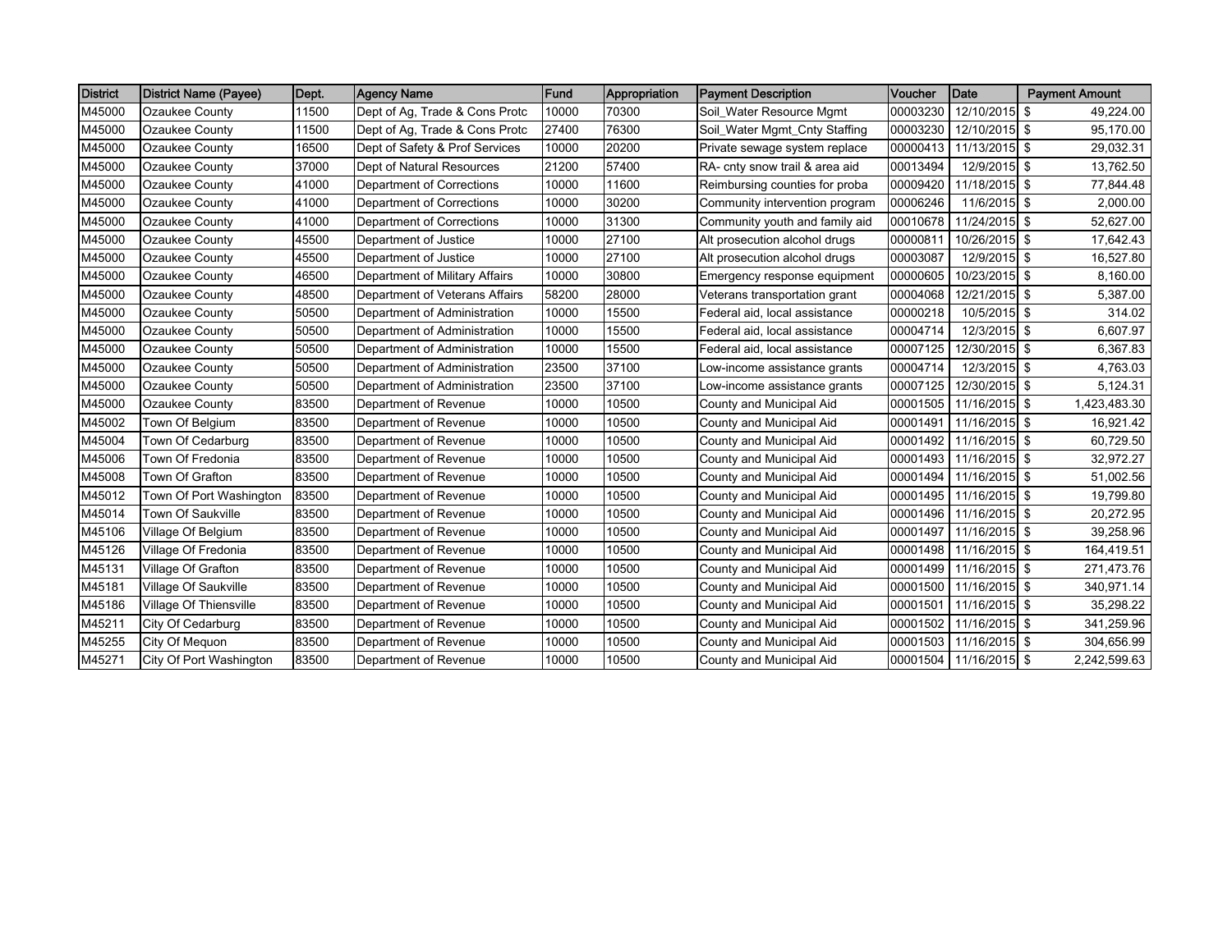| District | District Name (Payee) | Dept. | Agency Name | Fund | Appropriation | Payment Description | Voucher | Date | Payment Amount |
|---|---|---|---|---|---|---|---|---|---|
| M45000 | Ozaukee County | 11500 | Dept of Ag, Trade & Cons Protc | 10000 | 70300 | Soil_Water Resource Mgmt | 00003230 | 12/10/2015 | $ 49,224.00 |
| M45000 | Ozaukee County | 11500 | Dept of Ag, Trade & Cons Protc | 27400 | 76300 | Soil_Water Mgmt_Cnty Staffing | 00003230 | 12/10/2015 | $ 95,170.00 |
| M45000 | Ozaukee County | 16500 | Dept of Safety & Prof Services | 10000 | 20200 | Private sewage system replace | 00000413 | 11/13/2015 | $ 29,032.31 |
| M45000 | Ozaukee County | 37000 | Dept of Natural Resources | 21200 | 57400 | RA- cnty snow trail & area aid | 00013494 | 12/9/2015 | $ 13,762.50 |
| M45000 | Ozaukee County | 41000 | Department of Corrections | 10000 | 11600 | Reimbursing counties for proba | 00009420 | 11/18/2015 | $ 77,844.48 |
| M45000 | Ozaukee County | 41000 | Department of Corrections | 10000 | 30200 | Community intervention program | 00006246 | 11/6/2015 | $ 2,000.00 |
| M45000 | Ozaukee County | 41000 | Department of Corrections | 10000 | 31300 | Community youth and family aid | 00010678 | 11/24/2015 | $ 52,627.00 |
| M45000 | Ozaukee County | 45500 | Department of Justice | 10000 | 27100 | Alt prosecution alcohol drugs | 00000811 | 10/26/2015 | $ 17,642.43 |
| M45000 | Ozaukee County | 45500 | Department of Justice | 10000 | 27100 | Alt prosecution alcohol drugs | 00003087 | 12/9/2015 | $ 16,527.80 |
| M45000 | Ozaukee County | 46500 | Department of Military Affairs | 10000 | 30800 | Emergency response equipment | 00000605 | 10/23/2015 | $ 8,160.00 |
| M45000 | Ozaukee County | 48500 | Department of Veterans Affairs | 58200 | 28000 | Veterans transportation grant | 00004068 | 12/21/2015 | $ 5,387.00 |
| M45000 | Ozaukee County | 50500 | Department of Administration | 10000 | 15500 | Federal aid, local assistance | 00000218 | 10/5/2015 | $ 314.02 |
| M45000 | Ozaukee County | 50500 | Department of Administration | 10000 | 15500 | Federal aid, local assistance | 00004714 | 12/3/2015 | $ 6,607.97 |
| M45000 | Ozaukee County | 50500 | Department of Administration | 10000 | 15500 | Federal aid, local assistance | 00007125 | 12/30/2015 | $ 6,367.83 |
| M45000 | Ozaukee County | 50500 | Department of Administration | 23500 | 37100 | Low-income assistance grants | 00004714 | 12/3/2015 | $ 4,763.03 |
| M45000 | Ozaukee County | 50500 | Department of Administration | 23500 | 37100 | Low-income assistance grants | 00007125 | 12/30/2015 | $ 5,124.31 |
| M45000 | Ozaukee County | 83500 | Department of Revenue | 10000 | 10500 | County and Municipal Aid | 00001505 | 11/16/2015 | $ 1,423,483.30 |
| M45002 | Town Of Belgium | 83500 | Department of Revenue | 10000 | 10500 | County and Municipal Aid | 00001491 | 11/16/2015 | $ 16,921.42 |
| M45004 | Town Of Cedarburg | 83500 | Department of Revenue | 10000 | 10500 | County and Municipal Aid | 00001492 | 11/16/2015 | $ 60,729.50 |
| M45006 | Town Of Fredonia | 83500 | Department of Revenue | 10000 | 10500 | County and Municipal Aid | 00001493 | 11/16/2015 | $ 32,972.27 |
| M45008 | Town Of Grafton | 83500 | Department of Revenue | 10000 | 10500 | County and Municipal Aid | 00001494 | 11/16/2015 | $ 51,002.56 |
| M45012 | Town Of Port Washington | 83500 | Department of Revenue | 10000 | 10500 | County and Municipal Aid | 00001495 | 11/16/2015 | $ 19,799.80 |
| M45014 | Town Of Saukville | 83500 | Department of Revenue | 10000 | 10500 | County and Municipal Aid | 00001496 | 11/16/2015 | $ 20,272.95 |
| M45106 | Village Of Belgium | 83500 | Department of Revenue | 10000 | 10500 | County and Municipal Aid | 00001497 | 11/16/2015 | $ 39,258.96 |
| M45126 | Village Of Fredonia | 83500 | Department of Revenue | 10000 | 10500 | County and Municipal Aid | 00001498 | 11/16/2015 | $ 164,419.51 |
| M45131 | Village Of Grafton | 83500 | Department of Revenue | 10000 | 10500 | County and Municipal Aid | 00001499 | 11/16/2015 | $ 271,473.76 |
| M45181 | Village Of Saukville | 83500 | Department of Revenue | 10000 | 10500 | County and Municipal Aid | 00001500 | 11/16/2015 | $ 340,971.14 |
| M45186 | Village Of Thiensville | 83500 | Department of Revenue | 10000 | 10500 | County and Municipal Aid | 00001501 | 11/16/2015 | $ 35,298.22 |
| M45211 | City Of Cedarburg | 83500 | Department of Revenue | 10000 | 10500 | County and Municipal Aid | 00001502 | 11/16/2015 | $ 341,259.96 |
| M45255 | City Of Mequon | 83500 | Department of Revenue | 10000 | 10500 | County and Municipal Aid | 00001503 | 11/16/2015 | $ 304,656.99 |
| M45271 | City Of Port Washington | 83500 | Department of Revenue | 10000 | 10500 | County and Municipal Aid | 00001504 | 11/16/2015 | $ 2,242,599.63 |